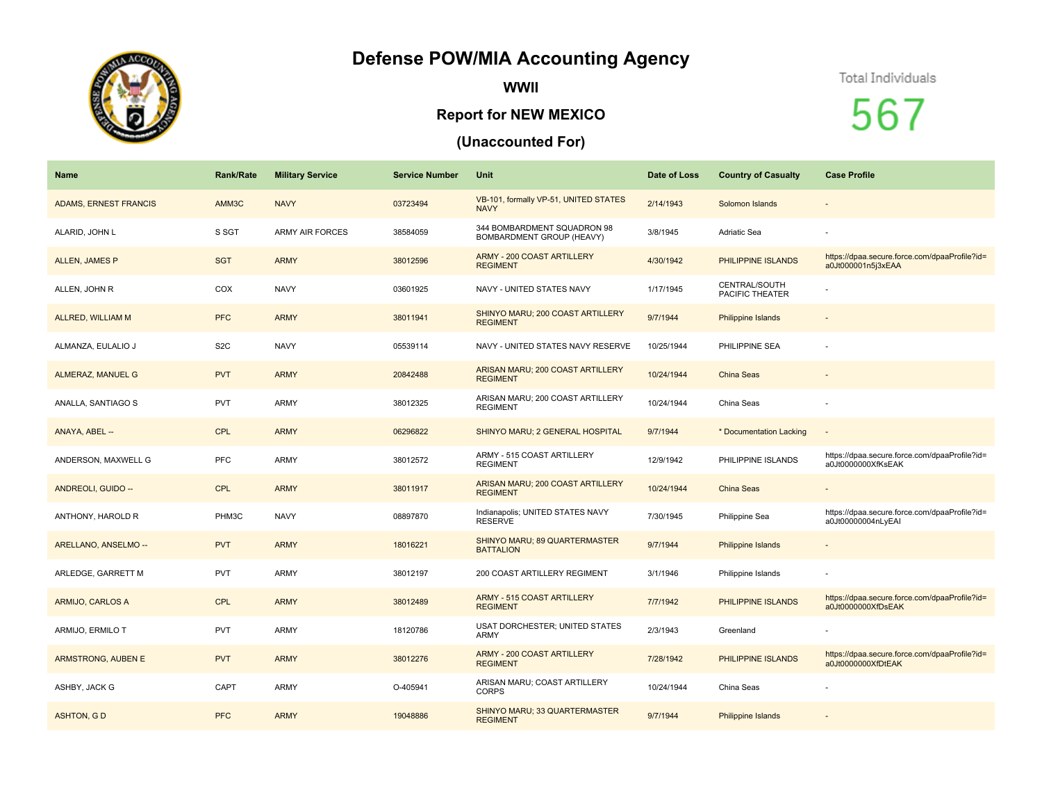# Defense POW/MIA Accounting Agency

## WWII

### Report for NEW MEXICO

### (Unaccounted For)

Total Individuals

567

| Name | Rank/Rate | Military Service | Service Number | Unit | Date of Loss | Country of Casualty | Case Profile |
|---|---|---|---|---|---|---|---|
| ADAMS, ERNEST FRANCIS | AMM3C | NAVY | 03723494 | VB-101, formally VP-51, UNITED STATES NAVY | 2/14/1943 | Solomon Islands | - |
| ALARID, JOHN L | S SGT | ARMY AIR FORCES | 38584059 | 344 BOMBARDMENT SQUADRON 98 BOMBARDMENT GROUP (HEAVY) | 3/8/1945 | Adriatic Sea | - |
| ALLEN, JAMES P | SGT | ARMY | 38012596 | ARMY - 200 COAST ARTILLERY REGIMENT | 4/30/1942 | PHILIPPINE ISLANDS | https://dpaa.secure.force.com/dpaaProfile?id=a0Jt000001n5j3xEAA |
| ALLEN, JOHN R | COX | NAVY | 03601925 | NAVY - UNITED STATES NAVY | 1/17/1945 | CENTRAL/SOUTH PACIFIC THEATER | - |
| ALLRED, WILLIAM M | PFC | ARMY | 38011941 | SHINYO MARU; 200 COAST ARTILLERY REGIMENT | 9/7/1944 | Philippine Islands | - |
| ALMANZA, EULALIO J | S2C | NAVY | 05539114 | NAVY - UNITED STATES NAVY RESERVE | 10/25/1944 | PHILIPPINE SEA | - |
| ALMERAZ, MANUEL G | PVT | ARMY | 20842488 | ARISAN MARU; 200 COAST ARTILLERY REGIMENT | 10/24/1944 | China Seas | - |
| ANALLA, SANTIAGO S | PVT | ARMY | 38012325 | ARISAN MARU; 200 COAST ARTILLERY REGIMENT | 10/24/1944 | China Seas | - |
| ANAYA, ABEL -- | CPL | ARMY | 06296822 | SHINYO MARU; 2 GENERAL HOSPITAL | 9/7/1944 | * Documentation Lacking | - |
| ANDERSON, MAXWELL G | PFC | ARMY | 38012572 | ARMY - 515 COAST ARTILLERY REGIMENT | 12/9/1942 | PHILIPPINE ISLANDS | https://dpaa.secure.force.com/dpaaProfile?id=a0Jt0000000XfKsEAK |
| ANDREOLI, GUIDO -- | CPL | ARMY | 38011917 | ARISAN MARU; 200 COAST ARTILLERY REGIMENT | 10/24/1944 | China Seas | - |
| ANTHONY, HAROLD R | PHM3C | NAVY | 08897870 | Indianapolis; UNITED STATES NAVY RESERVE | 7/30/1945 | Philippine Sea | https://dpaa.secure.force.com/dpaaProfile?id=a0Jt00000004nLyEAI |
| ARELLANO, ANSELMO -- | PVT | ARMY | 18016221 | SHINYO MARU; 89 QUARTERMASTER BATTALION | 9/7/1944 | Philippine Islands | - |
| ARLEDGE, GARRETT M | PVT | ARMY | 38012197 | 200 COAST ARTILLERY REGIMENT | 3/1/1946 | Philippine Islands | - |
| ARMIJO, CARLOS A | CPL | ARMY | 38012489 | ARMY - 515 COAST ARTILLERY REGIMENT | 7/7/1942 | PHILIPPINE ISLANDS | https://dpaa.secure.force.com/dpaaProfile?id=a0Jt0000000XfDsEAK |
| ARMIJO, ERMILO T | PVT | ARMY | 18120786 | USAT DORCHESTER; UNITED STATES ARMY | 2/3/1943 | Greenland | - |
| ARMSTRONG, AUBEN E | PVT | ARMY | 38012276 | ARMY - 200 COAST ARTILLERY REGIMENT | 7/28/1942 | PHILIPPINE ISLANDS | https://dpaa.secure.force.com/dpaaProfile?id=a0Jt0000000XfDtEAK |
| ASHBY, JACK G | CAPT | ARMY | O-405941 | ARISAN MARU; COAST ARTILLERY CORPS | 10/24/1944 | China Seas | - |
| ASHTON, G D | PFC | ARMY | 19048886 | SHINYO MARU; 33 QUARTERMASTER REGIMENT | 9/7/1944 | Philippine Islands | - |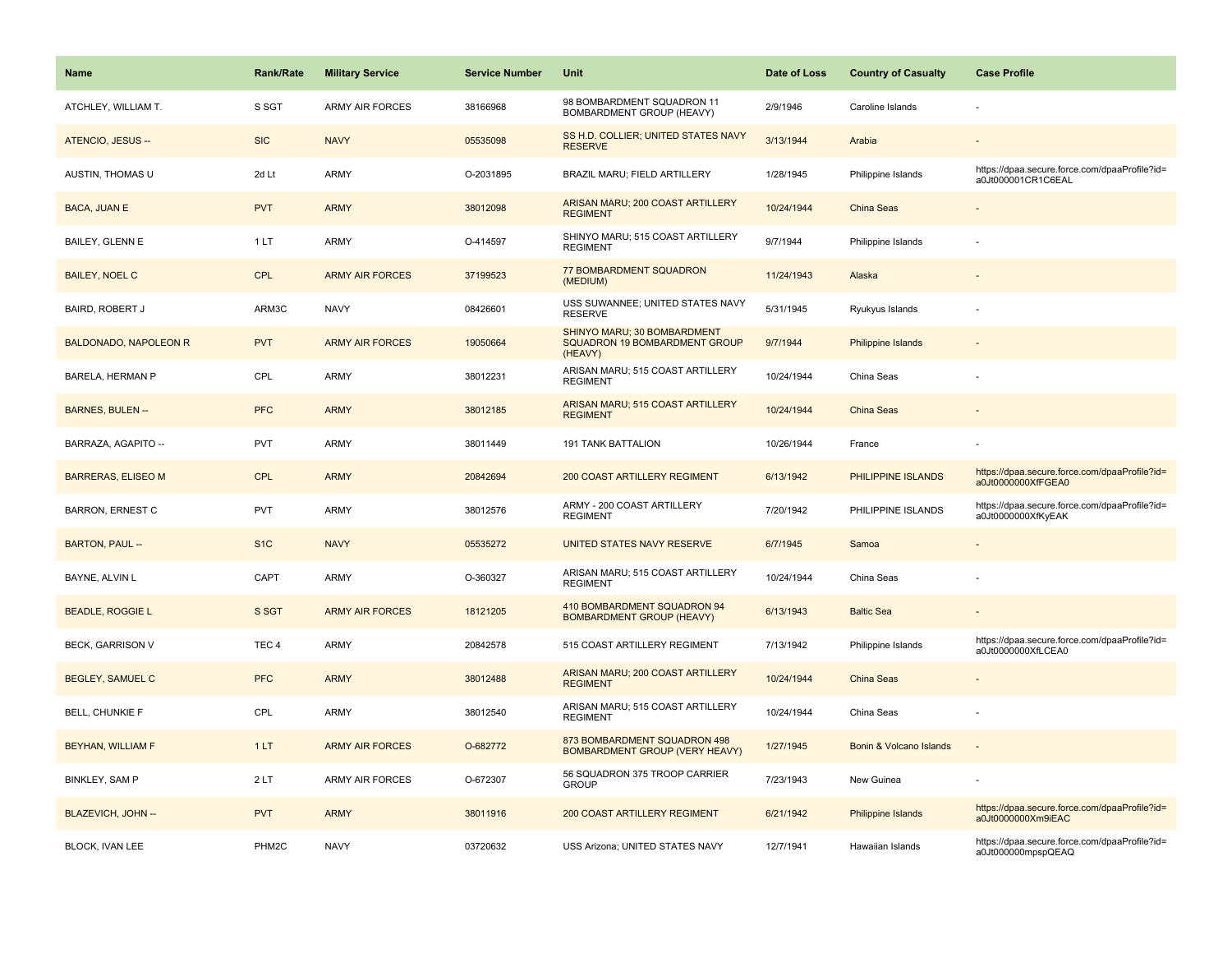| Name | Rank/Rate | Military Service | Service Number | Unit | Date of Loss | Country of Casualty | Case Profile |
| --- | --- | --- | --- | --- | --- | --- | --- |
| ATCHLEY, WILLIAM T. | S SGT | ARMY AIR FORCES | 38166968 | 98 BOMBARDMENT SQUADRON 11 BOMBARDMENT GROUP (HEAVY) | 2/9/1946 | Caroline Islands | - |
| ATENCIO, JESUS -- | SIC | NAVY | 05535098 | SS H.D. COLLIER; UNITED STATES NAVY RESERVE | 3/13/1944 | Arabia | - |
| AUSTIN, THOMAS U | 2d Lt | ARMY | O-2031895 | BRAZIL MARU; FIELD ARTILLERY | 1/28/1945 | Philippine Islands | https://dpaa.secure.force.com/dpaaProfile?id=a0Jt000001CR1C6EAL |
| BACA, JUAN E | PVT | ARMY | 38012098 | ARISAN MARU; 200 COAST ARTILLERY REGIMENT | 10/24/1944 | China Seas | - |
| BAILEY, GLENN E | 1 LT | ARMY | O-414597 | SHINYO MARU; 515 COAST ARTILLERY REGIMENT | 9/7/1944 | Philippine Islands | - |
| BAILEY, NOEL C | CPL | ARMY AIR FORCES | 37199523 | 77 BOMBARDMENT SQUADRON (MEDIUM) | 11/24/1943 | Alaska | - |
| BAIRD, ROBERT J | ARM3C | NAVY | 08426601 | USS SUWANNEE; UNITED STATES NAVY RESERVE | 5/31/1945 | Ryukyus Islands | - |
| BALDONADO, NAPOLEON R | PVT | ARMY AIR FORCES | 19050664 | SHINYO MARU; 30 BOMBARDMENT SQUADRON 19 BOMBARDMENT GROUP (HEAVY) | 9/7/1944 | Philippine Islands | - |
| BARELA, HERMAN P | CPL | ARMY | 38012231 | ARISAN MARU; 515 COAST ARTILLERY REGIMENT | 10/24/1944 | China Seas | - |
| BARNES, BULEN -- | PFC | ARMY | 38012185 | ARISAN MARU; 515 COAST ARTILLERY REGIMENT | 10/24/1944 | China Seas | - |
| BARRAZA, AGAPITO -- | PVT | ARMY | 38011449 | 191 TANK BATTALION | 10/26/1944 | France | - |
| BARRERAS, ELISEO M | CPL | ARMY | 20842694 | 200 COAST ARTILLERY REGIMENT | 6/13/1942 | PHILIPPINE ISLANDS | https://dpaa.secure.force.com/dpaaProfile?id=a0Jt0000000XfFGEA0 |
| BARRON, ERNEST C | PVT | ARMY | 38012576 | ARMY - 200 COAST ARTILLERY REGIMENT | 7/20/1942 | PHILIPPINE ISLANDS | https://dpaa.secure.force.com/dpaaProfile?id=a0Jt0000000XfKyEAK |
| BARTON, PAUL -- | S1C | NAVY | 05535272 | UNITED STATES NAVY RESERVE | 6/7/1945 | Samoa | - |
| BAYNE, ALVIN L | CAPT | ARMY | O-360327 | ARISAN MARU; 515 COAST ARTILLERY REGIMENT | 10/24/1944 | China Seas | - |
| BEADLE, ROGGIE L | S SGT | ARMY AIR FORCES | 18121205 | 410 BOMBARDMENT SQUADRON 94 BOMBARDMENT GROUP (HEAVY) | 6/13/1943 | Baltic Sea | - |
| BECK, GARRISON V | TEC 4 | ARMY | 20842578 | 515 COAST ARTILLERY REGIMENT | 7/13/1942 | Philippine Islands | https://dpaa.secure.force.com/dpaaProfile?id=a0Jt0000000XfLCEA0 |
| BEGLEY, SAMUEL C | PFC | ARMY | 38012488 | ARISAN MARU; 200 COAST ARTILLERY REGIMENT | 10/24/1944 | China Seas | - |
| BELL, CHUNKIE F | CPL | ARMY | 38012540 | ARISAN MARU; 515 COAST ARTILLERY REGIMENT | 10/24/1944 | China Seas | - |
| BEYHAN, WILLIAM F | 1 LT | ARMY AIR FORCES | O-682772 | 873 BOMBARDMENT SQUADRON 498 BOMBARDMENT GROUP (VERY HEAVY) | 1/27/1945 | Bonin & Volcano Islands | - |
| BINKLEY, SAM P | 2 LT | ARMY AIR FORCES | O-672307 | 56 SQUADRON 375 TROOP CARRIER GROUP | 7/23/1943 | New Guinea | - |
| BLAZEVICH, JOHN -- | PVT | ARMY | 38011916 | 200 COAST ARTILLERY REGIMENT | 6/21/1942 | Philippine Islands | https://dpaa.secure.force.com/dpaaProfile?id=a0Jt0000000Xm9iEAC |
| BLOCK, IVAN LEE | PHM2C | NAVY | 03720632 | USS Arizona; UNITED STATES NAVY | 12/7/1941 | Hawaiian Islands | https://dpaa.secure.force.com/dpaaProfile?id=a0Jt000000mpspQEAQ |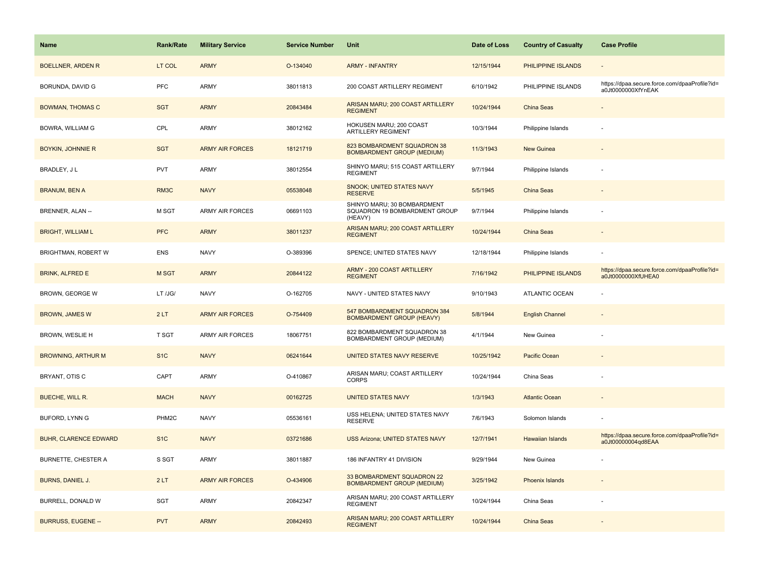| Name | Rank/Rate | Military Service | Service Number | Unit | Date of Loss | Country of Casualty | Case Profile |
|---|---|---|---|---|---|---|---|
| BOELLNER, ARDEN R | LT COL | ARMY | O-134040 | ARMY - INFANTRY | 12/15/1944 | PHILIPPINE ISLANDS | - |
| BORUNDA, DAVID G | PFC | ARMY | 38011813 | 200 COAST ARTILLERY REGIMENT | 6/10/1942 | PHILIPPINE ISLANDS | https://dpaa.secure.force.com/dpaaProfile?id=a0Jt0000000XfYnEAK |
| BOWMAN, THOMAS C | SGT | ARMY | 20843484 | ARISAN MARU; 200 COAST ARTILLERY REGIMENT | 10/24/1944 | China Seas | - |
| BOWRA, WILLIAM G | CPL | ARMY | 38012162 | HOKUSEN MARU; 200 COAST ARTILLERY REGIMENT | 10/3/1944 | Philippine Islands | - |
| BOYKIN, JOHNNIE R | SGT | ARMY AIR FORCES | 18121719 | 823 BOMBARDMENT SQUADRON 38 BOMBARDMENT GROUP (MEDIUM) | 11/3/1943 | New Guinea | - |
| BRADLEY, J L | PVT | ARMY | 38012554 | SHINYO MARU; 515 COAST ARTILLERY REGIMENT | 9/7/1944 | Philippine Islands | - |
| BRANUM, BEN A | RM3C | NAVY | 05538048 | SNOOK; UNITED STATES NAVY RESERVE | 5/5/1945 | China Seas | - |
| BRENNER, ALAN -- | M SGT | ARMY AIR FORCES | 06691103 | SHINYO MARU; 30 BOMBARDMENT SQUADRON 19 BOMBARDMENT GROUP (HEAVY) | 9/7/1944 | Philippine Islands | - |
| BRIGHT, WILLIAM L | PFC | ARMY | 38011237 | ARISAN MARU; 200 COAST ARTILLERY REGIMENT | 10/24/1944 | China Seas | - |
| BRIGHTMAN, ROBERT W | ENS | NAVY | O-389396 | SPENCE; UNITED STATES NAVY | 12/18/1944 | Philippine Islands | - |
| BRINK, ALFRED E | M SGT | ARMY | 20844122 | ARMY - 200 COAST ARTILLERY REGIMENT | 7/16/1942 | PHILIPPINE ISLANDS | https://dpaa.secure.force.com/dpaaProfile?id=a0Jt0000000XfUHEA0 |
| BROWN, GEORGE W | LT /JG/ | NAVY | O-162705 | NAVY - UNITED STATES NAVY | 9/10/1943 | ATLANTIC OCEAN | - |
| BROWN, JAMES W | 2 LT | ARMY AIR FORCES | O-754409 | 547 BOMBARDMENT SQUADRON 384 BOMBARDMENT GROUP (HEAVY) | 5/8/1944 | English Channel | - |
| BROWN, WESLIE H | T SGT | ARMY AIR FORCES | 18067751 | 822 BOMBARDMENT SQUADRON 38 BOMBARDMENT GROUP (MEDIUM) | 4/1/1944 | New Guinea | - |
| BROWNING, ARTHUR M | S1C | NAVY | 06241644 | UNITED STATES NAVY RESERVE | 10/25/1942 | Pacific Ocean | - |
| BRYANT, OTIS C | CAPT | ARMY | O-410867 | ARISAN MARU; COAST ARTILLERY CORPS | 10/24/1944 | China Seas | - |
| BUECHE, WILL R. | MACH | NAVY | 00162725 | UNITED STATES NAVY | 1/3/1943 | Atlantic Ocean | - |
| BUFORD, LYNN G | PHM2C | NAVY | 05536161 | USS HELENA; UNITED STATES NAVY RESERVE | 7/6/1943 | Solomon Islands | - |
| BUHR, CLARENCE EDWARD | S1C | NAVY | 03721686 | USS Arizona; UNITED STATES NAVY | 12/7/1941 | Hawaiian Islands | https://dpaa.secure.force.com/dpaaProfile?id=a0Jt00000004qd8EAA |
| BURNETTE, CHESTER A | S SGT | ARMY | 38011887 | 186 INFANTRY 41 DIVISION | 9/29/1944 | New Guinea | - |
| BURNS, DANIEL J. | 2 LT | ARMY AIR FORCES | O-434906 | 33 BOMBARDMENT SQUADRON 22 BOMBARDMENT GROUP (MEDIUM) | 3/25/1942 | Phoenix Islands | - |
| BURRELL, DONALD W | SGT | ARMY | 20842347 | ARISAN MARU; 200 COAST ARTILLERY REGIMENT | 10/24/1944 | China Seas | - |
| BURRUSS, EUGENE -- | PVT | ARMY | 20842493 | ARISAN MARU; 200 COAST ARTILLERY REGIMENT | 10/24/1944 | China Seas | - |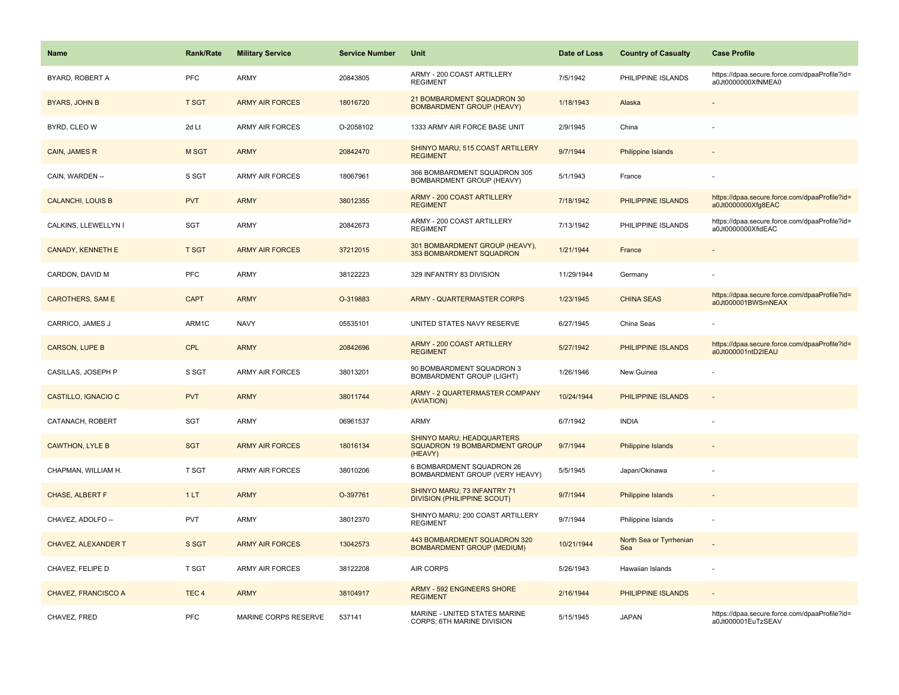| Name | Rank/Rate | Military Service | Service Number | Unit | Date of Loss | Country of Casualty | Case Profile |
|---|---|---|---|---|---|---|---|
| BYARD, ROBERT A | PFC | ARMY | 20843805 | ARMY - 200 COAST ARTILLERY REGIMENT | 7/5/1942 | PHILIPPINE ISLANDS | https://dpaa.secure.force.com/dpaaProfile?id=a0Jt0000000XfNMEA0 |
| BYARS, JOHN B | T SGT | ARMY AIR FORCES | 18016720 | 21 BOMBARDMENT SQUADRON 30 BOMBARDMENT GROUP (HEAVY) | 1/18/1943 | Alaska | - |
| BYRD, CLEO W | 2d Lt | ARMY AIR FORCES | O-2058102 | 1333 ARMY AIR FORCE BASE UNIT | 2/9/1945 | China | - |
| CAIN, JAMES R | M SGT | ARMY | 20842470 | SHINYO MARU; 515 COAST ARTILLERY REGIMENT | 9/7/1944 | Philippine Islands | - |
| CAIN, WARDEN -- | S SGT | ARMY AIR FORCES | 18067961 | 366 BOMBARDMENT SQUADRON 305 BOMBARDMENT GROUP (HEAVY) | 5/1/1943 | France | - |
| CALANCHI, LOUIS B | PVT | ARMY | 38012355 | ARMY - 200 COAST ARTILLERY REGIMENT | 7/18/1942 | PHILIPPINE ISLANDS | https://dpaa.secure.force.com/dpaaProfile?id=a0Jt0000000Xfg8EAC |
| CALKINS, LLEWELLYN I | SGT | ARMY | 20842673 | ARMY - 200 COAST ARTILLERY REGIMENT | 7/13/1942 | PHILIPPINE ISLANDS | https://dpaa.secure.force.com/dpaaProfile?id=a0Jt0000000XfidEAC |
| CANADY, KENNETH E | T SGT | ARMY AIR FORCES | 37212015 | 301 BOMBARDMENT GROUP (HEAVY), 353 BOMBARDMENT SQUADRON | 1/21/1944 | France | - |
| CARDON, DAVID M | PFC | ARMY | 38122223 | 329 INFANTRY 83 DIVISION | 11/29/1944 | Germany | - |
| CAROTHERS, SAM E | CAPT | ARMY | O-319883 | ARMY - QUARTERMASTER CORPS | 1/23/1945 | CHINA SEAS | https://dpaa.secure.force.com/dpaaProfile?id=a0Jt000001BWSmNEAX |
| CARRICO, JAMES J | ARM1C | NAVY | 05535101 | UNITED STATES NAVY RESERVE | 6/27/1945 | China Seas | - |
| CARSON, LUPE B | CPL | ARMY | 20842696 | ARMY - 200 COAST ARTILLERY REGIMENT | 5/27/1942 | PHILIPPINE ISLANDS | https://dpaa.secure.force.com/dpaaProfile?id=a0Jt000001ntD2IEAU |
| CASILLAS, JOSEPH P | S SGT | ARMY AIR FORCES | 38013201 | 90 BOMBARDMENT SQUADRON 3 BOMBARDMENT GROUP (LIGHT) | 1/26/1946 | New Guinea | - |
| CASTILLO, IGNACIO C | PVT | ARMY | 38011744 | ARMY - 2 QUARTERMASTER COMPANY (AVIATION) | 10/24/1944 | PHILIPPINE ISLANDS | - |
| CATANACH, ROBERT | SGT | ARMY | 06961537 | ARMY | 6/7/1942 | INDIA | - |
| CAWTHON, LYLE B | SGT | ARMY AIR FORCES | 18016134 | SHINYO MARU; HEADQUARTERS SQUADRON 19 BOMBARDMENT GROUP (HEAVY) | 9/7/1944 | Philippine Islands | - |
| CHAPMAN, WILLIAM H. | T SGT | ARMY AIR FORCES | 38010206 | 6 BOMBARDMENT SQUADRON 26 BOMBARDMENT GROUP (VERY HEAVY) | 5/5/1945 | Japan/Okinawa | - |
| CHASE, ALBERT F | 1 LT | ARMY | O-397761 | SHINYO MARU; 73 INFANTRY 71 DIVISION (PHILIPPINE SCOUT) | 9/7/1944 | Philippine Islands | - |
| CHAVEZ, ADOLFO -- | PVT | ARMY | 38012370 | SHINYO MARU; 200 COAST ARTILLERY REGIMENT | 9/7/1944 | Philippine Islands | - |
| CHAVEZ, ALEXANDER T | S SGT | ARMY AIR FORCES | 13042573 | 443 BOMBARDMENT SQUADRON 320 BOMBARDMENT GROUP (MEDIUM) | 10/21/1944 | North Sea or Tyrrhenian Sea | - |
| CHAVEZ, FELIPE D | T SGT | ARMY AIR FORCES | 38122208 | AIR CORPS | 5/26/1943 | Hawaiian Islands | - |
| CHAVEZ, FRANCISCO A | TEC 4 | ARMY | 38104917 | ARMY - 592 ENGINEERS SHORE REGIMENT | 2/16/1944 | PHILIPPINE ISLANDS | - |
| CHAVEZ, FRED | PFC | MARINE CORPS RESERVE | 537141 | MARINE - UNITED STATES MARINE CORPS; 6TH MARINE DIVISION | 5/15/1945 | JAPAN | https://dpaa.secure.force.com/dpaaProfile?id=a0Jt000001EuTzSEAV |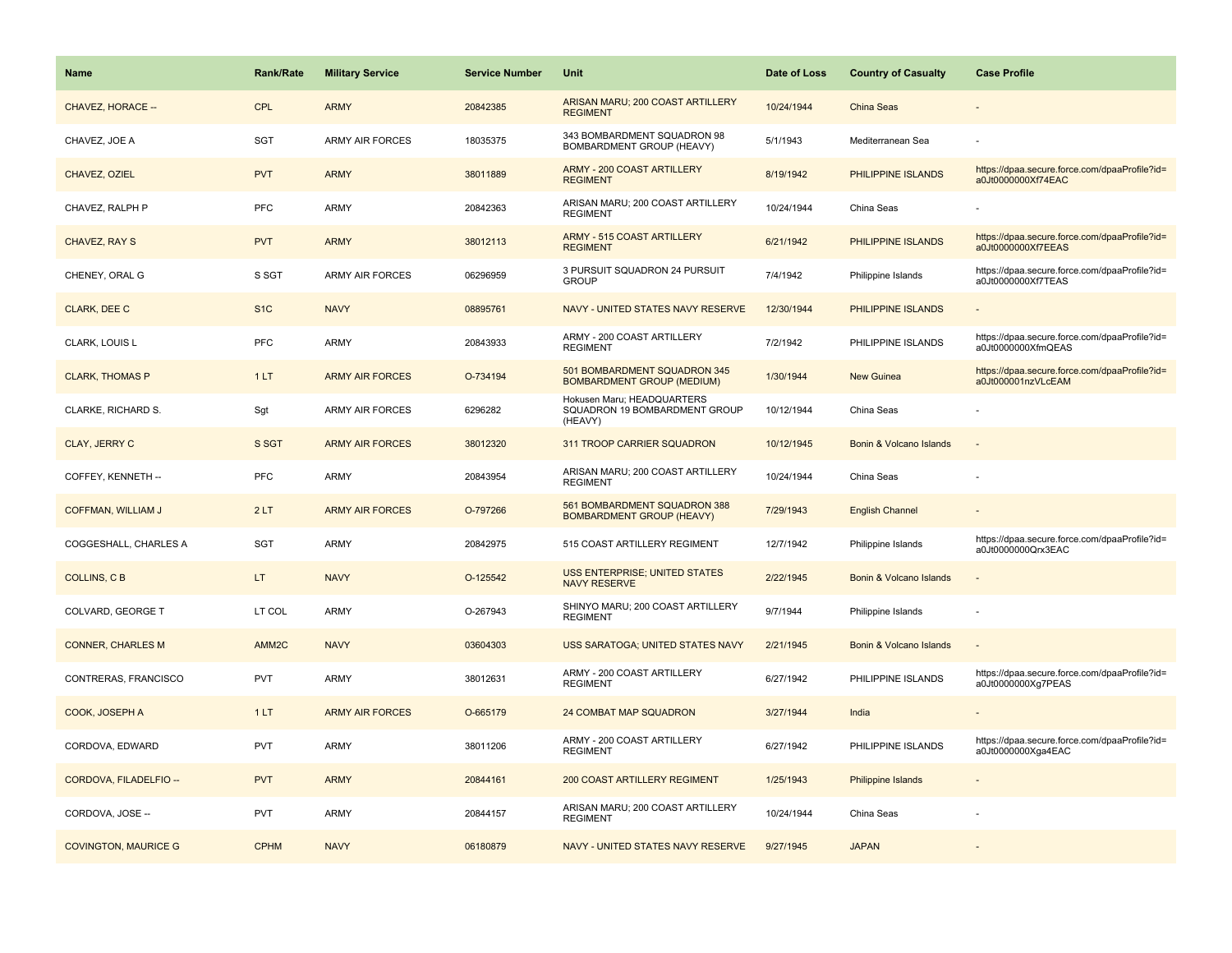| Name | Rank/Rate | Military Service | Service Number | Unit | Date of Loss | Country of Casualty | Case Profile |
|---|---|---|---|---|---|---|---|
| CHAVEZ, HORACE -- | CPL | ARMY | 20842385 | ARISAN MARU; 200 COAST ARTILLERY REGIMENT | 10/24/1944 | China Seas | - |
| CHAVEZ, JOE A | SGT | ARMY AIR FORCES | 18035375 | 343 BOMBARDMENT SQUADRON 98 BOMBARDMENT GROUP (HEAVY) | 5/1/1943 | Mediterranean Sea | - |
| CHAVEZ, OZIEL | PVT | ARMY | 38011889 | ARMY - 200 COAST ARTILLERY REGIMENT | 8/19/1942 | PHILIPPINE ISLANDS | https://dpaa.secure.force.com/dpaaProfile?id=a0Jt0000000Xf74EAC |
| CHAVEZ, RALPH P | PFC | ARMY | 20842363 | ARISAN MARU; 200 COAST ARTILLERY REGIMENT | 10/24/1944 | China Seas | - |
| CHAVEZ, RAY S | PVT | ARMY | 38012113 | ARMY - 515 COAST ARTILLERY REGIMENT | 6/21/1942 | PHILIPPINE ISLANDS | https://dpaa.secure.force.com/dpaaProfile?id=a0Jt0000000Xf7EEAS |
| CHENEY, ORAL G | S SGT | ARMY AIR FORCES | 06296959 | 3 PURSUIT SQUADRON 24 PURSUIT GROUP | 7/4/1942 | Philippine Islands | https://dpaa.secure.force.com/dpaaProfile?id=a0Jt0000000Xf7TEAS |
| CLARK, DEE C | S1C | NAVY | 08895761 | NAVY - UNITED STATES NAVY RESERVE | 12/30/1944 | PHILIPPINE ISLANDS | - |
| CLARK, LOUIS L | PFC | ARMY | 20843933 | ARMY - 200 COAST ARTILLERY REGIMENT | 7/2/1942 | PHILIPPINE ISLANDS | https://dpaa.secure.force.com/dpaaProfile?id=a0Jt0000000XfmQEAS |
| CLARK, THOMAS P | 1 LT | ARMY AIR FORCES | O-734194 | 501 BOMBARDMENT SQUADRON 345 BOMBARDMENT GROUP (MEDIUM) | 1/30/1944 | New Guinea | https://dpaa.secure.force.com/dpaaProfile?id=a0Jt000001nzVLcEAM |
| CLARKE, RICHARD S. | Sgt | ARMY AIR FORCES | 6296282 | Hokusen Maru; HEADQUARTERS SQUADRON 19 BOMBARDMENT GROUP (HEAVY) | 10/12/1944 | China Seas | - |
| CLAY, JERRY C | S SGT | ARMY AIR FORCES | 38012320 | 311 TROOP CARRIER SQUADRON | 10/12/1945 | Bonin & Volcano Islands | - |
| COFFEY, KENNETH -- | PFC | ARMY | 20843954 | ARISAN MARU; 200 COAST ARTILLERY REGIMENT | 10/24/1944 | China Seas | - |
| COFFMAN, WILLIAM J | 2 LT | ARMY AIR FORCES | O-797266 | 561 BOMBARDMENT SQUADRON 388 BOMBARDMENT GROUP (HEAVY) | 7/29/1943 | English Channel | - |
| COGGESHALL, CHARLES A | SGT | ARMY | 20842975 | 515 COAST ARTILLERY REGIMENT | 12/7/1942 | Philippine Islands | https://dpaa.secure.force.com/dpaaProfile?id=a0Jt0000000Qrx3EAC |
| COLLINS, C B | LT | NAVY | O-125542 | USS ENTERPRISE; UNITED STATES NAVY RESERVE | 2/22/1945 | Bonin & Volcano Islands | - |
| COLVARD, GEORGE T | LT COL | ARMY | O-267943 | SHINYO MARU; 200 COAST ARTILLERY REGIMENT | 9/7/1944 | Philippine Islands | - |
| CONNER, CHARLES M | AMM2C | NAVY | 03604303 | USS SARATOGA; UNITED STATES NAVY | 2/21/1945 | Bonin & Volcano Islands | - |
| CONTRERAS, FRANCISCO | PVT | ARMY | 38012631 | ARMY - 200 COAST ARTILLERY REGIMENT | 6/27/1942 | PHILIPPINE ISLANDS | https://dpaa.secure.force.com/dpaaProfile?id=a0Jt0000000Xg7PEAS |
| COOK, JOSEPH A | 1 LT | ARMY AIR FORCES | O-665179 | 24 COMBAT MAP SQUADRON | 3/27/1944 | India | - |
| CORDOVA, EDWARD | PVT | ARMY | 38011206 | ARMY - 200 COAST ARTILLERY REGIMENT | 6/27/1942 | PHILIPPINE ISLANDS | https://dpaa.secure.force.com/dpaaProfile?id=a0Jt0000000Xga4EAC |
| CORDOVA, FILADELFIO -- | PVT | ARMY | 20844161 | 200 COAST ARTILLERY REGIMENT | 1/25/1943 | Philippine Islands | - |
| CORDOVA, JOSE -- | PVT | ARMY | 20844157 | ARISAN MARU; 200 COAST ARTILLERY REGIMENT | 10/24/1944 | China Seas | - |
| COVINGTON, MAURICE G | CPHM | NAVY | 06180879 | NAVY - UNITED STATES NAVY RESERVE | 9/27/1945 | JAPAN | - |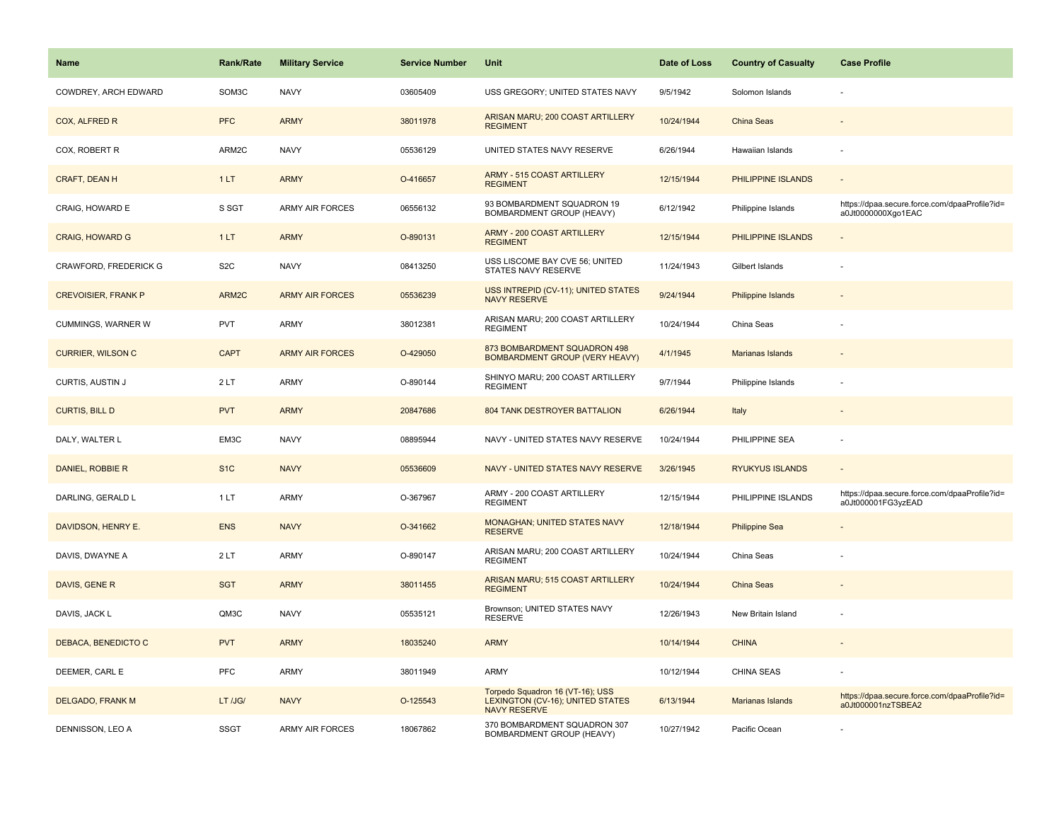| Name | Rank/Rate | Military Service | Service Number | Unit | Date of Loss | Country of Casualty | Case Profile |
|---|---|---|---|---|---|---|---|
| COWDREY, ARCH EDWARD | SOM3C | NAVY | 03605409 | USS GREGORY; UNITED STATES NAVY | 9/5/1942 | Solomon Islands | - |
| COX, ALFRED R | PFC | ARMY | 38011978 | ARISAN MARU; 200 COAST ARTILLERY REGIMENT | 10/24/1944 | China Seas | - |
| COX, ROBERT R | ARM2C | NAVY | 05536129 | UNITED STATES NAVY RESERVE | 6/26/1944 | Hawaiian Islands | - |
| CRAFT, DEAN H | 1 LT | ARMY | O-416657 | ARMY - 515 COAST ARTILLERY REGIMENT | 12/15/1944 | PHILIPPINE ISLANDS | - |
| CRAIG, HOWARD E | S SGT | ARMY AIR FORCES | 06556132 | 93 BOMBARDMENT SQUADRON 19 BOMBARDMENT GROUP (HEAVY) | 6/12/1942 | Philippine Islands | https://dpaa.secure.force.com/dpaaProfile?id=a0Jt0000000Xgo1EAC |
| CRAIG, HOWARD G | 1 LT | ARMY | O-890131 | ARMY - 200 COAST ARTILLERY REGIMENT | 12/15/1944 | PHILIPPINE ISLANDS | - |
| CRAWFORD, FREDERICK G | S2C | NAVY | 08413250 | USS LISCOME BAY CVE 56; UNITED STATES NAVY RESERVE | 11/24/1943 | Gilbert Islands | - |
| CREVOISIER, FRANK P | ARM2C | ARMY AIR FORCES | 05536239 | USS INTREPID (CV-11); UNITED STATES NAVY RESERVE | 9/24/1944 | Philippine Islands | - |
| CUMMINGS, WARNER W | PVT | ARMY | 38012381 | ARISAN MARU; 200 COAST ARTILLERY REGIMENT | 10/24/1944 | China Seas | - |
| CURRIER, WILSON C | CAPT | ARMY AIR FORCES | O-429050 | 873 BOMBARDMENT SQUADRON 498 BOMBARDMENT GROUP (VERY HEAVY) | 4/1/1945 | Marianas Islands | - |
| CURTIS, AUSTIN J | 2 LT | ARMY | O-890144 | SHINYO MARU; 200 COAST ARTILLERY REGIMENT | 9/7/1944 | Philippine Islands | - |
| CURTIS, BILL D | PVT | ARMY | 20847686 | 804 TANK DESTROYER BATTALION | 6/26/1944 | Italy | - |
| DALY, WALTER L | EM3C | NAVY | 08895944 | NAVY - UNITED STATES NAVY RESERVE | 10/24/1944 | PHILIPPINE SEA | - |
| DANIEL, ROBBIE R | S1C | NAVY | 05536609 | NAVY - UNITED STATES NAVY RESERVE | 3/26/1945 | RYUKYUS ISLANDS | - |
| DARLING, GERALD L | 1 LT | ARMY | O-367967 | ARMY - 200 COAST ARTILLERY REGIMENT | 12/15/1944 | PHILIPPINE ISLANDS | https://dpaa.secure.force.com/dpaaProfile?id=a0Jt000001FG3yzEAD |
| DAVIDSON, HENRY E. | ENS | NAVY | O-341662 | MONAGHAN; UNITED STATES NAVY RESERVE | 12/18/1944 | Philippine Sea | - |
| DAVIS, DWAYNE A | 2 LT | ARMY | O-890147 | ARISAN MARU; 200 COAST ARTILLERY REGIMENT | 10/24/1944 | China Seas | - |
| DAVIS, GENE R | SGT | ARMY | 38011455 | ARISAN MARU; 515 COAST ARTILLERY REGIMENT | 10/24/1944 | China Seas | - |
| DAVIS, JACK L | QM3C | NAVY | 05535121 | Brownson; UNITED STATES NAVY RESERVE | 12/26/1943 | New Britain Island | - |
| DEBACA, BENEDICTO C | PVT | ARMY | 18035240 | ARMY | 10/14/1944 | CHINA | - |
| DEEMER, CARL E | PFC | ARMY | 38011949 | ARMY | 10/12/1944 | CHINA SEAS | - |
| DELGADO, FRANK M | LT /JG/ | NAVY | O-125543 | Torpedo Squadron 16 (VT-16); USS LEXINGTON (CV-16); UNITED STATES NAVY RESERVE | 6/13/1944 | Marianas Islands | https://dpaa.secure.force.com/dpaaProfile?id=a0Jt000001nzTSBEA2 |
| DENNISSON, LEO A | SSGT | ARMY AIR FORCES | 18067862 | 370 BOMBARDMENT SQUADRON 307 BOMBARDMENT GROUP (HEAVY) | 10/27/1942 | Pacific Ocean | - |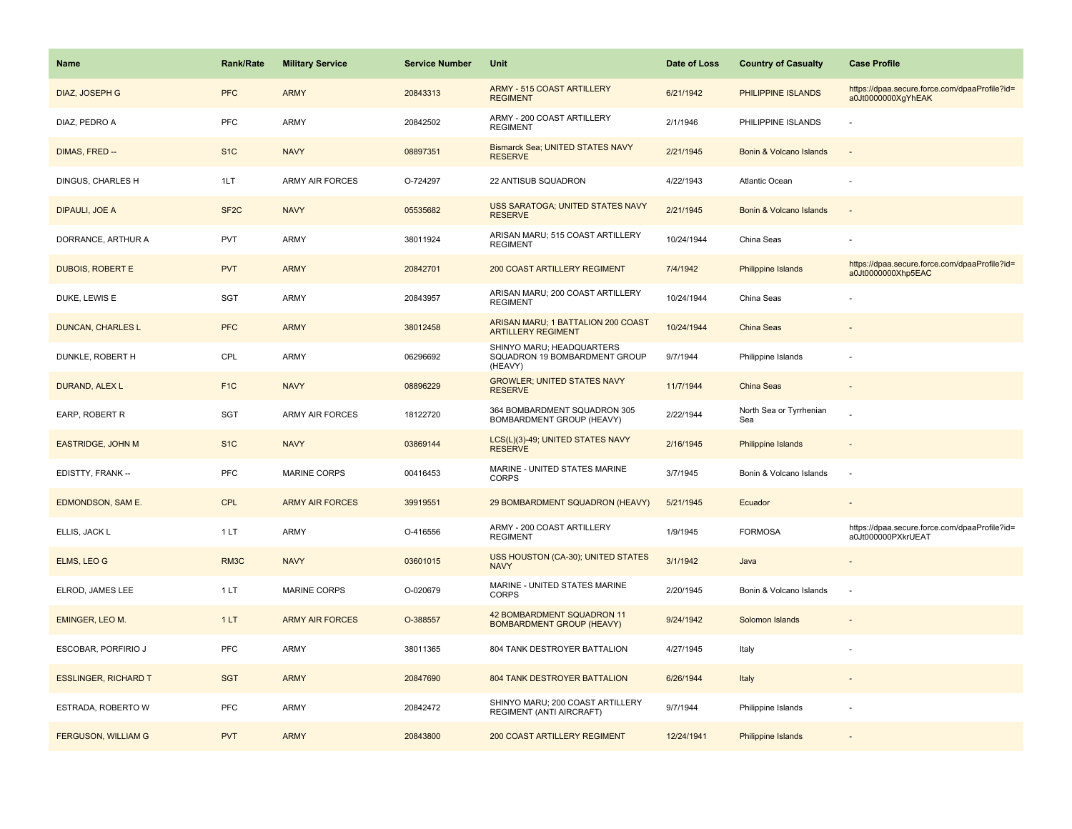| Name | Rank/Rate | Military Service | Service Number | Unit | Date of Loss | Country of Casualty | Case Profile |
|---|---|---|---|---|---|---|---|
| DIAZ, JOSEPH G | PFC | ARMY | 20843313 | ARMY - 515 COAST ARTILLERY REGIMENT | 6/21/1942 | PHILIPPINE ISLANDS | https://dpaa.secure.force.com/dpaaProfile?id=a0Jt0000000XgYhEAK |
| DIAZ, PEDRO A | PFC | ARMY | 20842502 | ARMY - 200 COAST ARTILLERY REGIMENT | 2/1/1946 | PHILIPPINE ISLANDS | - |
| DIMAS, FRED -- | S1C | NAVY | 08897351 | Bismarck Sea; UNITED STATES NAVY RESERVE | 2/21/1945 | Bonin & Volcano Islands | - |
| DINGUS, CHARLES H | 1LT | ARMY AIR FORCES | O-724297 | 22 ANTISUB SQUADRON | 4/22/1943 | Atlantic Ocean | - |
| DIPAULI, JOE A | SF2C | NAVY | 05535682 | USS SARATOGA; UNITED STATES NAVY RESERVE | 2/21/1945 | Bonin & Volcano Islands | - |
| DORRANCE, ARTHUR A | PVT | ARMY | 38011924 | ARISAN MARU; 515 COAST ARTILLERY REGIMENT | 10/24/1944 | China Seas | - |
| DUBOIS, ROBERT E | PVT | ARMY | 20842701 | 200 COAST ARTILLERY REGIMENT | 7/4/1942 | Philippine Islands | https://dpaa.secure.force.com/dpaaProfile?id=a0Jt0000000Xhp5EAC |
| DUKE, LEWIS E | SGT | ARMY | 20843957 | ARISAN MARU; 200 COAST ARTILLERY REGIMENT | 10/24/1944 | China Seas | - |
| DUNCAN, CHARLES L | PFC | ARMY | 38012458 | ARISAN MARU; 1 BATTALION 200 COAST ARTILLERY REGIMENT | 10/24/1944 | China Seas | - |
| DUNKLE, ROBERT H | CPL | ARMY | 06296692 | SHINYO MARU; HEADQUARTERS SQUADRON 19 BOMBARDMENT GROUP (HEAVY) | 9/7/1944 | Philippine Islands | - |
| DURAND, ALEX L | F1C | NAVY | 08896229 | GROWLER; UNITED STATES NAVY RESERVE | 11/7/1944 | China Seas | - |
| EARP, ROBERT R | SGT | ARMY AIR FORCES | 18122720 | 364 BOMBARDMENT SQUADRON 305 BOMBARDMENT GROUP (HEAVY) | 2/22/1944 | North Sea or Tyrrhenian Sea | - |
| EASTRIDGE, JOHN M | S1C | NAVY | 03869144 | LCS(L)(3)-49; UNITED STATES NAVY RESERVE | 2/16/1945 | Philippine Islands | - |
| EDISTTY, FRANK -- | PFC | MARINE CORPS | 00416453 | MARINE - UNITED STATES MARINE CORPS | 3/7/1945 | Bonin & Volcano Islands | - |
| EDMONDSON, SAM E. | CPL | ARMY AIR FORCES | 39919551 | 29 BOMBARDMENT SQUADRON (HEAVY) | 5/21/1945 | Ecuador | - |
| ELLIS, JACK L | 1 LT | ARMY | O-416556 | ARMY - 200 COAST ARTILLERY REGIMENT | 1/9/1945 | FORMOSA | https://dpaa.secure.force.com/dpaaProfile?id=a0Jt000000PXkrUEAT |
| ELMS, LEO G | RM3C | NAVY | 03601015 | USS HOUSTON (CA-30); UNITED STATES NAVY | 3/1/1942 | Java | - |
| ELROD, JAMES LEE | 1 LT | MARINE CORPS | O-020679 | MARINE - UNITED STATES MARINE CORPS | 2/20/1945 | Bonin & Volcano Islands | - |
| EMINGER, LEO M. | 1 LT | ARMY AIR FORCES | O-388557 | 42 BOMBARDMENT SQUADRON 11 BOMBARDMENT GROUP (HEAVY) | 9/24/1942 | Solomon Islands | - |
| ESCOBAR, PORFIRIO J | PFC | ARMY | 38011365 | 804 TANK DESTROYER BATTALION | 4/27/1945 | Italy | - |
| ESSLINGER, RICHARD T | SGT | ARMY | 20847690 | 804 TANK DESTROYER BATTALION | 6/26/1944 | Italy | - |
| ESTRADA, ROBERTO W | PFC | ARMY | 20842472 | SHINYO MARU; 200 COAST ARTILLERY REGIMENT (ANTI AIRCRAFT) | 9/7/1944 | Philippine Islands | - |
| FERGUSON, WILLIAM G | PVT | ARMY | 20843800 | 200 COAST ARTILLERY REGIMENT | 12/24/1941 | Philippine Islands | - |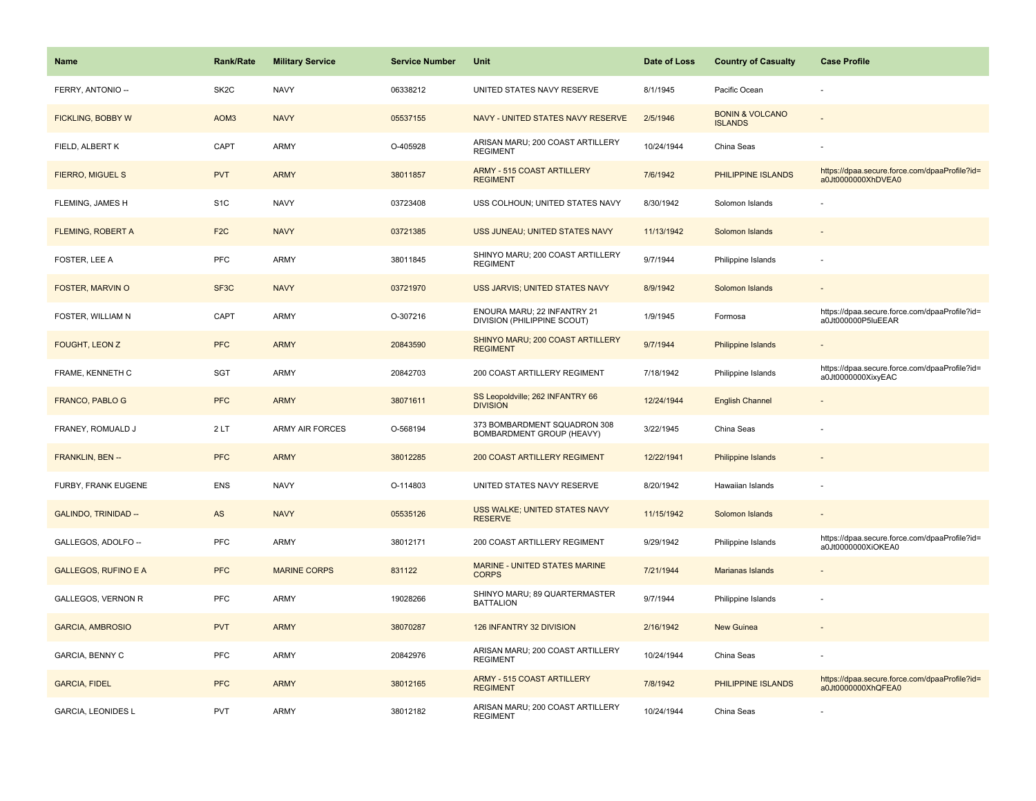| Name | Rank/Rate | Military Service | Service Number | Unit | Date of Loss | Country of Casualty | Case Profile |
|---|---|---|---|---|---|---|---|
| FERRY, ANTONIO -- | SK2C | NAVY | 06338212 | UNITED STATES NAVY RESERVE | 8/1/1945 | Pacific Ocean | - |
| FICKLING, BOBBY W | AOM3 | NAVY | 05537155 | NAVY - UNITED STATES NAVY RESERVE | 2/5/1946 | BONIN & VOLCANO ISLANDS | - |
| FIELD, ALBERT K | CAPT | ARMY | O-405928 | ARISAN MARU; 200 COAST ARTILLERY REGIMENT | 10/24/1944 | China Seas | - |
| FIERRO, MIGUEL S | PVT | ARMY | 38011857 | ARMY - 515 COAST ARTILLERY REGIMENT | 7/6/1942 | PHILIPPINE ISLANDS | https://dpaa.secure.force.com/dpaaProfile?id=a0Jt0000000XhDVEA0 |
| FLEMING, JAMES H | S1C | NAVY | 03723408 | USS COLHOUN; UNITED STATES NAVY | 8/30/1942 | Solomon Islands | - |
| FLEMING, ROBERT A | F2C | NAVY | 03721385 | USS JUNEAU; UNITED STATES NAVY | 11/13/1942 | Solomon Islands | - |
| FOSTER, LEE A | PFC | ARMY | 38011845 | SHINYO MARU; 200 COAST ARTILLERY REGIMENT | 9/7/1944 | Philippine Islands | - |
| FOSTER, MARVIN O | SF3C | NAVY | 03721970 | USS JARVIS; UNITED STATES NAVY | 8/9/1942 | Solomon Islands | - |
| FOSTER, WILLIAM N | CAPT | ARMY | O-307216 | ENOURA MARU; 22 INFANTRY 21 DIVISION (PHILIPPINE SCOUT) | 1/9/1945 | Formosa | https://dpaa.secure.force.com/dpaaProfile?id=a0Jt000000P5luEEAR |
| FOUGHT, LEON Z | PFC | ARMY | 20843590 | SHINYO MARU; 200 COAST ARTILLERY REGIMENT | 9/7/1944 | Philippine Islands | - |
| FRAME, KENNETH C | SGT | ARMY | 20842703 | 200 COAST ARTILLERY REGIMENT | 7/18/1942 | Philippine Islands | https://dpaa.secure.force.com/dpaaProfile?id=a0Jt0000000XixyEAC |
| FRANCO, PABLO G | PFC | ARMY | 38071611 | SS Leopoldville; 262 INFANTRY 66 DIVISION | 12/24/1944 | English Channel | - |
| FRANEY, ROMUALD J | 2 LT | ARMY AIR FORCES | O-568194 | 373 BOMBARDMENT SQUADRON 308 BOMBARDMENT GROUP (HEAVY) | 3/22/1945 | China Seas | - |
| FRANKLIN, BEN -- | PFC | ARMY | 38012285 | 200 COAST ARTILLERY REGIMENT | 12/22/1941 | Philippine Islands | - |
| FURBY, FRANK EUGENE | ENS | NAVY | O-114803 | UNITED STATES NAVY RESERVE | 8/20/1942 | Hawaiian Islands | - |
| GALINDO, TRINIDAD -- | AS | NAVY | 05535126 | USS WALKE; UNITED STATES NAVY RESERVE | 11/15/1942 | Solomon Islands | - |
| GALLEGOS, ADOLFO -- | PFC | ARMY | 38012171 | 200 COAST ARTILLERY REGIMENT | 9/29/1942 | Philippine Islands | https://dpaa.secure.force.com/dpaaProfile?id=a0Jt0000000XiOKEA0 |
| GALLEGOS, RUFINO E A | PFC | MARINE CORPS | 831122 | MARINE - UNITED STATES MARINE CORPS | 7/21/1944 | Marianas Islands | - |
| GALLEGOS, VERNON R | PFC | ARMY | 19028266 | SHINYO MARU; 89 QUARTERMASTER BATTALION | 9/7/1944 | Philippine Islands | - |
| GARCIA, AMBROSIO | PVT | ARMY | 38070287 | 126 INFANTRY 32 DIVISION | 2/16/1942 | New Guinea | - |
| GARCIA, BENNY C | PFC | ARMY | 20842976 | ARISAN MARU; 200 COAST ARTILLERY REGIMENT | 10/24/1944 | China Seas | - |
| GARCIA, FIDEL | PFC | ARMY | 38012165 | ARMY - 515 COAST ARTILLERY REGIMENT | 7/8/1942 | PHILIPPINE ISLANDS | https://dpaa.secure.force.com/dpaaProfile?id=a0Jt0000000XhQFEA0 |
| GARCIA, LEONIDES L | PVT | ARMY | 38012182 | ARISAN MARU; 200 COAST ARTILLERY REGIMENT | 10/24/1944 | China Seas | - |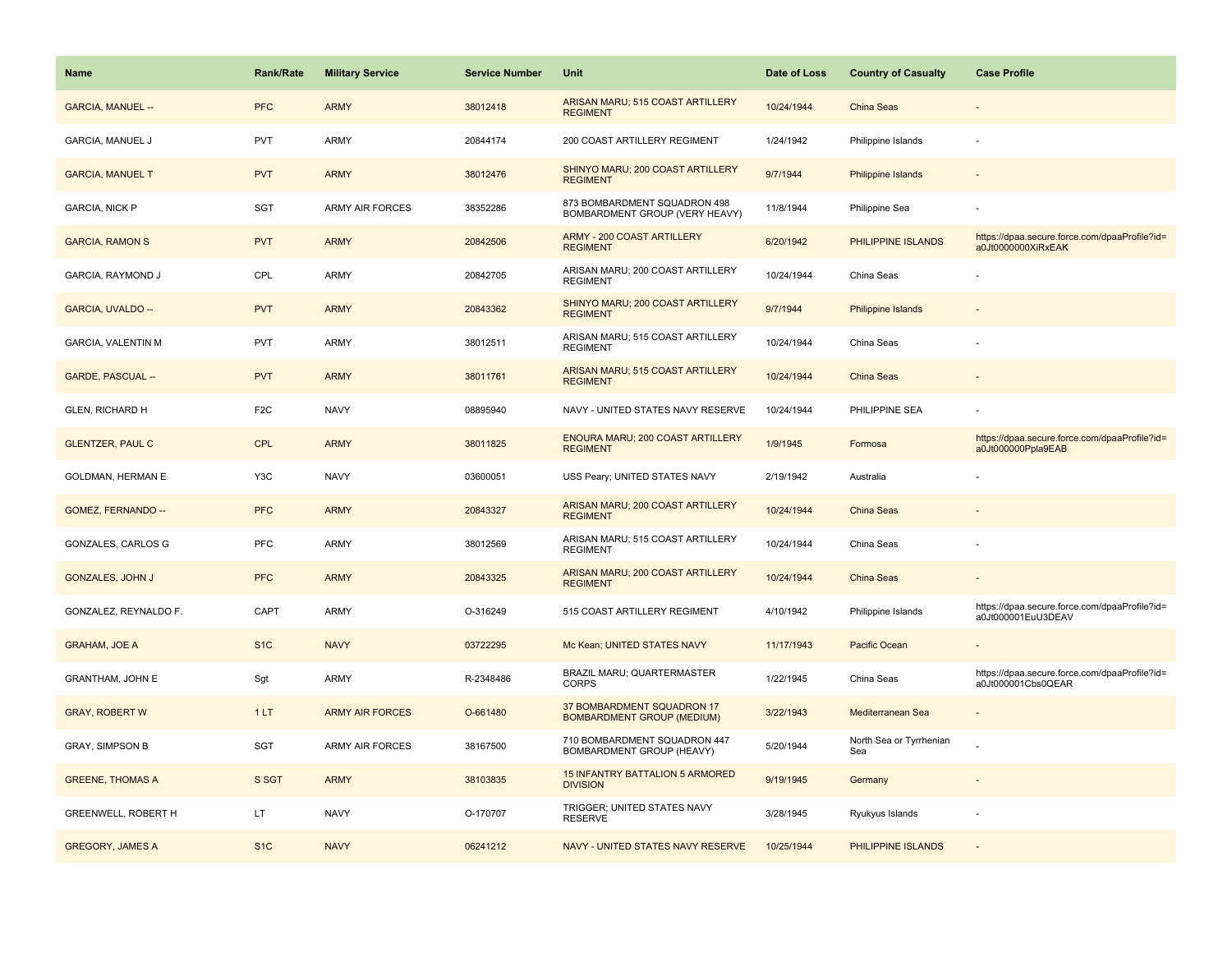| Name | Rank/Rate | Military Service | Service Number | Unit | Date of Loss | Country of Casualty | Case Profile |
|---|---|---|---|---|---|---|---|
| GARCIA, MANUEL -- | PFC | ARMY | 38012418 | ARISAN MARU; 515 COAST ARTILLERY REGIMENT | 10/24/1944 | China Seas | - |
| GARCIA, MANUEL J | PVT | ARMY | 20844174 | 200 COAST ARTILLERY REGIMENT | 1/24/1942 | Philippine Islands | - |
| GARCIA, MANUEL T | PVT | ARMY | 38012476 | SHINYO MARU; 200 COAST ARTILLERY REGIMENT | 9/7/1944 | Philippine Islands | - |
| GARCIA, NICK P | SGT | ARMY AIR FORCES | 38352286 | 873 BOMBARDMENT SQUADRON 498 BOMBARDMENT GROUP (VERY HEAVY) | 11/8/1944 | Philippine Sea | - |
| GARCIA, RAMON S | PVT | ARMY | 20842506 | ARMY - 200 COAST ARTILLERY REGIMENT | 6/20/1942 | PHILIPPINE ISLANDS | https://dpaa.secure.force.com/dpaaProfile?id=a0Jt0000000XiRxEAK |
| GARCIA, RAYMOND J | CPL | ARMY | 20842705 | ARISAN MARU; 200 COAST ARTILLERY REGIMENT | 10/24/1944 | China Seas | - |
| GARCIA, UVALDO -- | PVT | ARMY | 20843362 | SHINYO MARU; 200 COAST ARTILLERY REGIMENT | 9/7/1944 | Philippine Islands | - |
| GARCIA, VALENTIN M | PVT | ARMY | 38012511 | ARISAN MARU; 515 COAST ARTILLERY REGIMENT | 10/24/1944 | China Seas | - |
| GARDE, PASCUAL -- | PVT | ARMY | 38011761 | ARISAN MARU; 515 COAST ARTILLERY REGIMENT | 10/24/1944 | China Seas | - |
| GLEN, RICHARD H | F2C | NAVY | 08895940 | NAVY - UNITED STATES NAVY RESERVE | 10/24/1944 | PHILIPPINE SEA | - |
| GLENTZER, PAUL C | CPL | ARMY | 38011825 | ENOURA MARU; 200 COAST ARTILLERY REGIMENT | 1/9/1945 | Formosa | https://dpaa.secure.force.com/dpaaProfile?id=a0Jt000000Ppla9EAB |
| GOLDMAN, HERMAN E | Y3C | NAVY | 03600051 | USS Peary; UNITED STATES NAVY | 2/19/1942 | Australia | - |
| GOMEZ, FERNANDO -- | PFC | ARMY | 20843327 | ARISAN MARU; 200 COAST ARTILLERY REGIMENT | 10/24/1944 | China Seas | - |
| GONZALES, CARLOS G | PFC | ARMY | 38012569 | ARISAN MARU; 515 COAST ARTILLERY REGIMENT | 10/24/1944 | China Seas | - |
| GONZALES, JOHN J | PFC | ARMY | 20843325 | ARISAN MARU; 200 COAST ARTILLERY REGIMENT | 10/24/1944 | China Seas | - |
| GONZALEZ, REYNALDO F. | CAPT | ARMY | O-316249 | 515 COAST ARTILLERY REGIMENT | 4/10/1942 | Philippine Islands | https://dpaa.secure.force.com/dpaaProfile?id=a0Jt000001EuU3DEAV |
| GRAHAM, JOE A | S1C | NAVY | 03722295 | Mc Kean; UNITED STATES NAVY | 11/17/1943 | Pacific Ocean | - |
| GRANTHAM, JOHN E | Sgt | ARMY | R-2348486 | BRAZIL MARU; QUARTERMASTER CORPS | 1/22/1945 | China Seas | https://dpaa.secure.force.com/dpaaProfile?id=a0Jt000001Cbs0QEAR |
| GRAY, ROBERT W | 1 LT | ARMY AIR FORCES | O-661480 | 37 BOMBARDMENT SQUADRON 17 BOMBARDMENT GROUP (MEDIUM) | 3/22/1943 | Mediterranean Sea | - |
| GRAY, SIMPSON B | SGT | ARMY AIR FORCES | 38167500 | 710 BOMBARDMENT SQUADRON 447 BOMBARDMENT GROUP (HEAVY) | 5/20/1944 | North Sea or Tyrrhenian Sea | - |
| GREENE, THOMAS A | S SGT | ARMY | 38103835 | 15 INFANTRY BATTALION 5 ARMORED DIVISION | 9/19/1945 | Germany | - |
| GREENWELL, ROBERT H | LT | NAVY | O-170707 | TRIGGER; UNITED STATES NAVY RESERVE | 3/28/1945 | Ryukyus Islands | - |
| GREGORY, JAMES A | S1C | NAVY | 06241212 | NAVY - UNITED STATES NAVY RESERVE | 10/25/1944 | PHILIPPINE ISLANDS | - |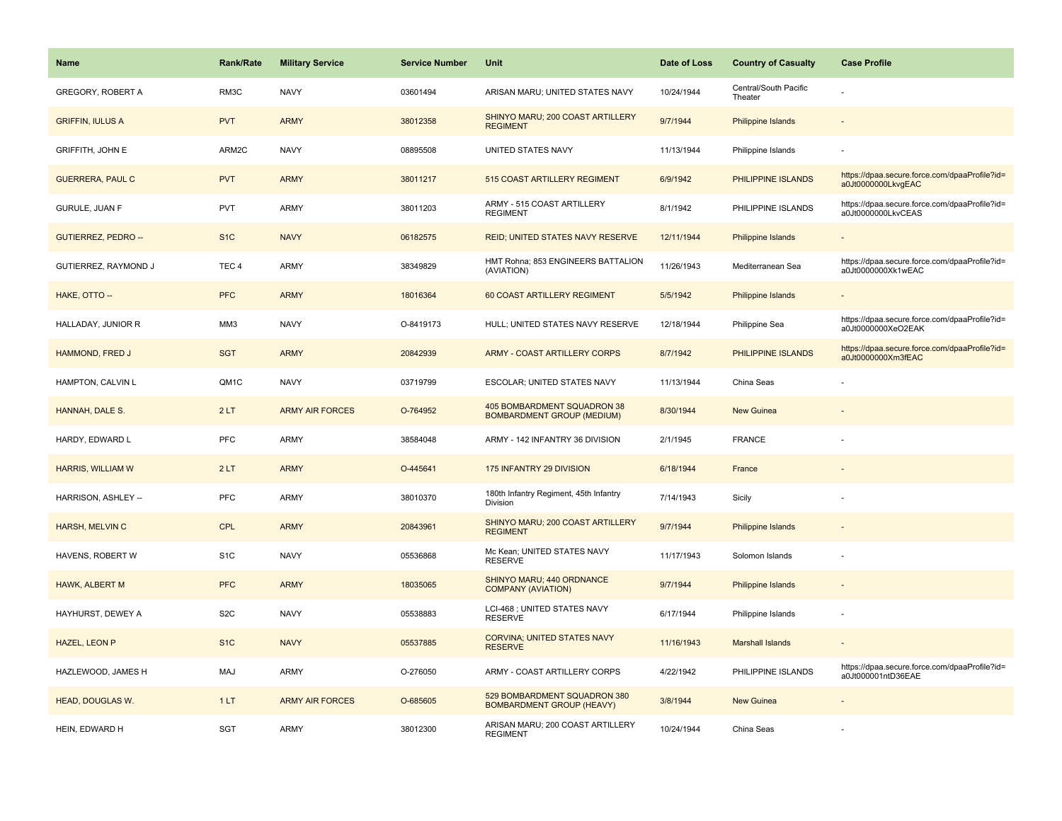| Name | Rank/Rate | Military Service | Service Number | Unit | Date of Loss | Country of Casualty | Case Profile |
|---|---|---|---|---|---|---|---|
| GREGORY, ROBERT A | RM3C | NAVY | 03601494 | ARISAN MARU; UNITED STATES NAVY | 10/24/1944 | Central/South Pacific Theater | - |
| GRIFFIN, IULUS A | PVT | ARMY | 38012358 | SHINYO MARU; 200 COAST ARTILLERY REGIMENT | 9/7/1944 | Philippine Islands | - |
| GRIFFITH, JOHN E | ARM2C | NAVY | 08895508 | UNITED STATES NAVY | 11/13/1944 | Philippine Islands | - |
| GUERRERA, PAUL C | PVT | ARMY | 38011217 | 515 COAST ARTILLERY REGIMENT | 6/9/1942 | PHILIPPINE ISLANDS | https://dpaa.secure.force.com/dpaaProfile?id=a0Jt0000000LkvgEAC |
| GURULE, JUAN F | PVT | ARMY | 38011203 | ARMY - 515 COAST ARTILLERY REGIMENT | 8/1/1942 | PHILIPPINE ISLANDS | https://dpaa.secure.force.com/dpaaProfile?id=a0Jt0000000LkvCEAS |
| GUTIERREZ, PEDRO -- | S1C | NAVY | 06182575 | REID; UNITED STATES NAVY RESERVE | 12/11/1944 | Philippine Islands | - |
| GUTIERREZ, RAYMOND J | TEC 4 | ARMY | 38349829 | HMT Rohna; 853 ENGINEERS BATTALION (AVIATION) | 11/26/1943 | Mediterranean Sea | https://dpaa.secure.force.com/dpaaProfile?id=a0Jt0000000Xk1wEAC |
| HAKE, OTTO -- | PFC | ARMY | 18016364 | 60 COAST ARTILLERY REGIMENT | 5/5/1942 | Philippine Islands | - |
| HALLADAY, JUNIOR R | MM3 | NAVY | O-8419173 | HULL; UNITED STATES NAVY RESERVE | 12/18/1944 | Philippine Sea | https://dpaa.secure.force.com/dpaaProfile?id=a0Jt0000000XeO2EAK |
| HAMMOND, FRED J | SGT | ARMY | 20842939 | ARMY - COAST ARTILLERY CORPS | 8/7/1942 | PHILIPPINE ISLANDS | https://dpaa.secure.force.com/dpaaProfile?id=a0Jt0000000Xm3fEAC |
| HAMPTON, CALVIN L | QM1C | NAVY | 03719799 | ESCOLAR; UNITED STATES NAVY | 11/13/1944 | China Seas | - |
| HANNAH, DALE S. | 2 LT | ARMY AIR FORCES | O-764952 | 405 BOMBARDMENT SQUADRON 38 BOMBARDMENT GROUP (MEDIUM) | 8/30/1944 | New Guinea | - |
| HARDY, EDWARD L | PFC | ARMY | 38584048 | ARMY - 142 INFANTRY 36 DIVISION | 2/1/1945 | FRANCE | - |
| HARRIS, WILLIAM W | 2 LT | ARMY | O-445641 | 175 INFANTRY 29 DIVISION | 6/18/1944 | France | - |
| HARRISON, ASHLEY -- | PFC | ARMY | 38010370 | 180th Infantry Regiment, 45th Infantry Division | 7/14/1943 | Sicily | - |
| HARSH, MELVIN C | CPL | ARMY | 20843961 | SHINYO MARU; 200 COAST ARTILLERY REGIMENT | 9/7/1944 | Philippine Islands | - |
| HAVENS, ROBERT W | S1C | NAVY | 05536868 | Mc Kean; UNITED STATES NAVY RESERVE | 11/17/1943 | Solomon Islands | - |
| HAWK, ALBERT M | PFC | ARMY | 18035065 | SHINYO MARU; 440 ORDNANCE COMPANY (AVIATION) | 9/7/1944 | Philippine Islands | - |
| HAYHURST, DEWEY A | S2C | NAVY | 05538883 | LCI-468 ; UNITED STATES NAVY RESERVE | 6/17/1944 | Philippine Islands | - |
| HAZEL, LEON P | S1C | NAVY | 05537885 | CORVINA; UNITED STATES NAVY RESERVE | 11/16/1943 | Marshall Islands | - |
| HAZLEWOOD, JAMES H | MAJ | ARMY | O-276050 | ARMY - COAST ARTILLERY CORPS | 4/22/1942 | PHILIPPINE ISLANDS | https://dpaa.secure.force.com/dpaaProfile?id=a0Jt000001ntD36EAE |
| HEAD, DOUGLAS W. | 1 LT | ARMY AIR FORCES | O-685605 | 529 BOMBARDMENT SQUADRON 380 BOMBARDMENT GROUP (HEAVY) | 3/8/1944 | New Guinea | - |
| HEIN, EDWARD H | SGT | ARMY | 38012300 | ARISAN MARU; 200 COAST ARTILLERY REGIMENT | 10/24/1944 | China Seas | - |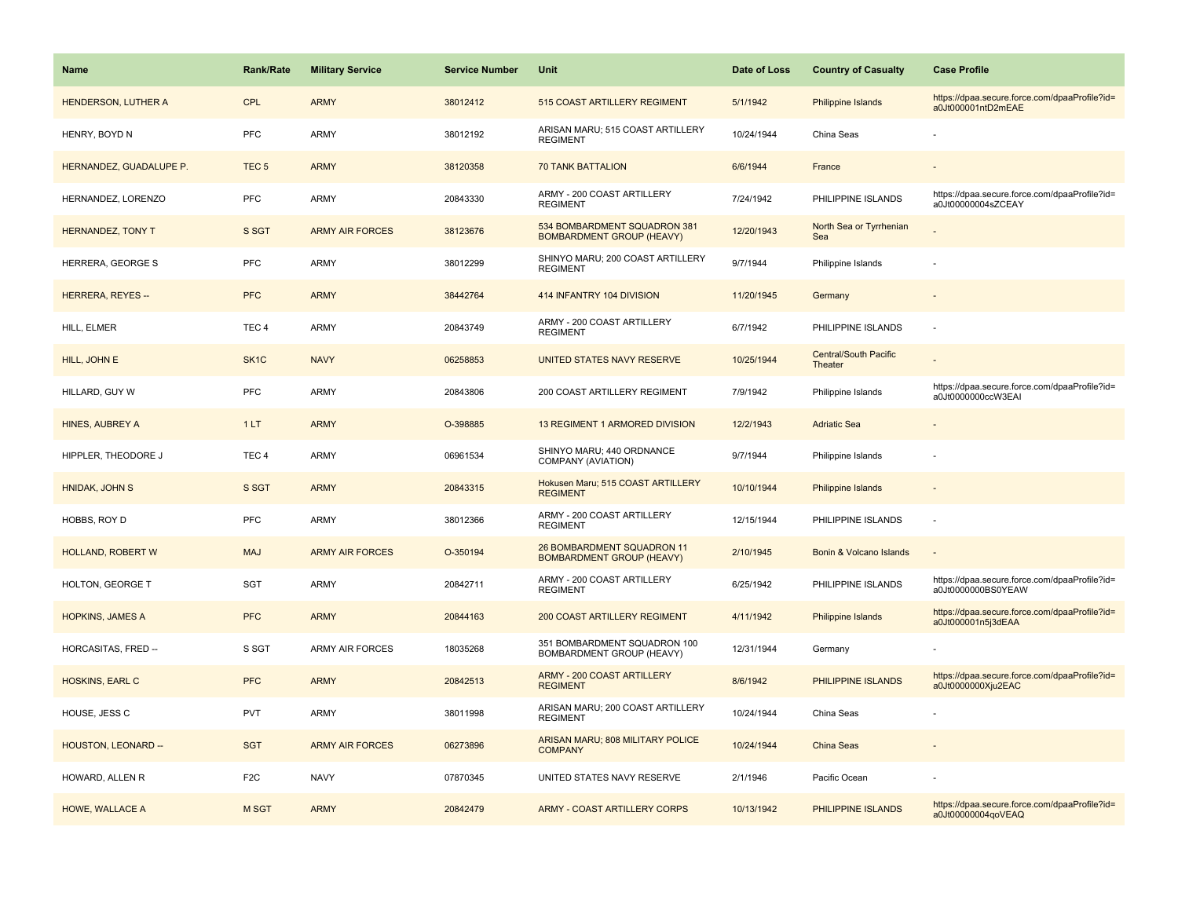| Name | Rank/Rate | Military Service | Service Number | Unit | Date of Loss | Country of Casualty | Case Profile |
| --- | --- | --- | --- | --- | --- | --- | --- |
| HENDERSON, LUTHER A | CPL | ARMY | 38012412 | 515 COAST ARTILLERY REGIMENT | 5/1/1942 | Philippine Islands | https://dpaa.secure.force.com/dpaaProfile?id=a0Jt000001ntD2mEAE |
| HENRY, BOYD N | PFC | ARMY | 38012192 | ARISAN MARU; 515 COAST ARTILLERY REGIMENT | 10/24/1944 | China Seas | - |
| HERNANDEZ, GUADALUPE P. | TEC 5 | ARMY | 38120358 | 70 TANK BATTALION | 6/6/1944 | France | - |
| HERNANDEZ, LORENZO | PFC | ARMY | 20843330 | ARMY - 200 COAST ARTILLERY REGIMENT | 7/24/1942 | PHILIPPINE ISLANDS | https://dpaa.secure.force.com/dpaaProfile?id=a0Jt00000004sZCEAY |
| HERNANDEZ, TONY T | S SGT | ARMY AIR FORCES | 38123676 | 534 BOMBARDMENT SQUADRON 381 BOMBARDMENT GROUP (HEAVY) | 12/20/1943 | North Sea or Tyrrhenian Sea | - |
| HERRERA, GEORGE S | PFC | ARMY | 38012299 | SHINYO MARU; 200 COAST ARTILLERY REGIMENT | 9/7/1944 | Philippine Islands | - |
| HERRERA, REYES -- | PFC | ARMY | 38442764 | 414 INFANTRY 104 DIVISION | 11/20/1945 | Germany | - |
| HILL, ELMER | TEC 4 | ARMY | 20843749 | ARMY - 200 COAST ARTILLERY REGIMENT | 6/7/1942 | PHILIPPINE ISLANDS | - |
| HILL, JOHN E | SK1C | NAVY | 06258853 | UNITED STATES NAVY RESERVE | 10/25/1944 | Central/South Pacific Theater | - |
| HILLARD, GUY W | PFC | ARMY | 20843806 | 200 COAST ARTILLERY REGIMENT | 7/9/1942 | Philippine Islands | https://dpaa.secure.force.com/dpaaProfile?id=a0Jt0000000ccW3EAI |
| HINES, AUBREY A | 1 LT | ARMY | O-398885 | 13 REGIMENT 1 ARMORED DIVISION | 12/2/1943 | Adriatic Sea | - |
| HIPPLER, THEODORE J | TEC 4 | ARMY | 06961534 | SHINYO MARU; 440 ORDNANCE COMPANY (AVIATION) | 9/7/1944 | Philippine Islands | - |
| HNIDAK, JOHN S | S SGT | ARMY | 20843315 | Hokusen Maru; 515 COAST ARTILLERY REGIMENT | 10/10/1944 | Philippine Islands | - |
| HOBBS, ROY D | PFC | ARMY | 38012366 | ARMY - 200 COAST ARTILLERY REGIMENT | 12/15/1944 | PHILIPPINE ISLANDS | - |
| HOLLAND, ROBERT W | MAJ | ARMY AIR FORCES | O-350194 | 26 BOMBARDMENT SQUADRON 11 BOMBARDMENT GROUP (HEAVY) | 2/10/1945 | Bonin & Volcano Islands | - |
| HOLTON, GEORGE T | SGT | ARMY | 20842711 | ARMY - 200 COAST ARTILLERY REGIMENT | 6/25/1942 | PHILIPPINE ISLANDS | https://dpaa.secure.force.com/dpaaProfile?id=a0Jt0000000BS0YEAW |
| HOPKINS, JAMES A | PFC | ARMY | 20844163 | 200 COAST ARTILLERY REGIMENT | 4/11/1942 | Philippine Islands | https://dpaa.secure.force.com/dpaaProfile?id=a0Jt000001n5j3dEAA |
| HORCASITAS, FRED -- | S SGT | ARMY AIR FORCES | 18035268 | 351 BOMBARDMENT SQUADRON 100 BOMBARDMENT GROUP (HEAVY) | 12/31/1944 | Germany | - |
| HOSKINS, EARL C | PFC | ARMY | 20842513 | ARMY - 200 COAST ARTILLERY REGIMENT | 8/6/1942 | PHILIPPINE ISLANDS | https://dpaa.secure.force.com/dpaaProfile?id=a0Jt0000000Xju2EAC |
| HOUSE, JESS C | PVT | ARMY | 38011998 | ARISAN MARU; 200 COAST ARTILLERY REGIMENT | 10/24/1944 | China Seas | - |
| HOUSTON, LEONARD -- | SGT | ARMY AIR FORCES | 06273896 | ARISAN MARU; 808 MILITARY POLICE COMPANY | 10/24/1944 | China Seas | - |
| HOWARD, ALLEN R | F2C | NAVY | 07870345 | UNITED STATES NAVY RESERVE | 2/1/1946 | Pacific Ocean | - |
| HOWE, WALLACE A | M SGT | ARMY | 20842479 | ARMY - COAST ARTILLERY CORPS | 10/13/1942 | PHILIPPINE ISLANDS | https://dpaa.secure.force.com/dpaaProfile?id=a0Jt00000004qoVEAQ |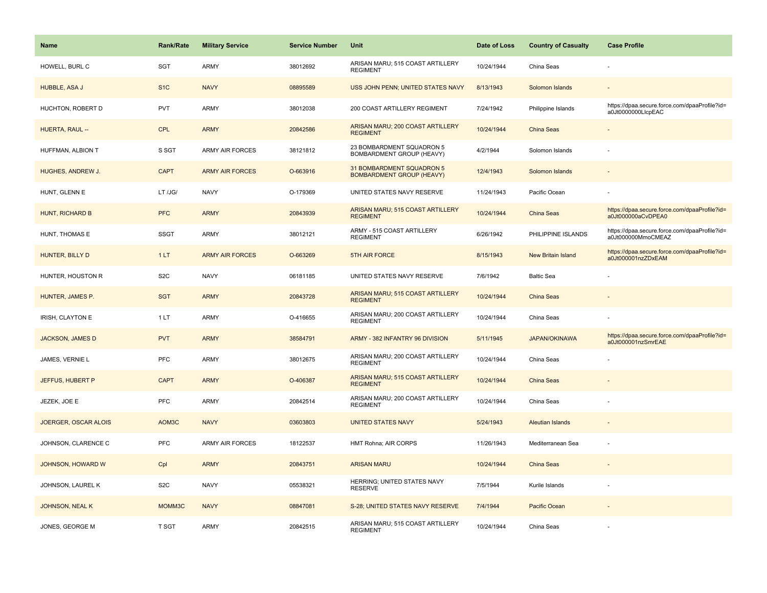| Name | Rank/Rate | Military Service | Service Number | Unit | Date of Loss | Country of Casualty | Case Profile |
|---|---|---|---|---|---|---|---|
| HOWELL, BURL C | SGT | ARMY | 38012692 | ARISAN MARU; 515 COAST ARTILLERY REGIMENT | 10/24/1944 | China Seas | - |
| HUBBLE, ASA J | S1C | NAVY | 08895589 | USS JOHN PENN; UNITED STATES NAVY | 8/13/1943 | Solomon Islands | - |
| HUCHTON, ROBERT D | PVT | ARMY | 38012038 | 200 COAST ARTILLERY REGIMENT | 7/24/1942 | Philippine Islands | https://dpaa.secure.force.com/dpaaProfile?id=a0Jt0000000LlcpEAC |
| HUERTA, RAUL -- | CPL | ARMY | 20842586 | ARISAN MARU; 200 COAST ARTILLERY REGIMENT | 10/24/1944 | China Seas | - |
| HUFFMAN, ALBION T | S SGT | ARMY AIR FORCES | 38121812 | 23 BOMBARDMENT SQUADRON 5 BOMBARDMENT GROUP (HEAVY) | 4/2/1944 | Solomon Islands | - |
| HUGHES, ANDREW J. | CAPT | ARMY AIR FORCES | O-663916 | 31 BOMBARDMENT SQUADRON 5 BOMBARDMENT GROUP (HEAVY) | 12/4/1943 | Solomon Islands | - |
| HUNT, GLENN E | LT /JG/ | NAVY | O-179369 | UNITED STATES NAVY RESERVE | 11/24/1943 | Pacific Ocean | - |
| HUNT, RICHARD B | PFC | ARMY | 20843939 | ARISAN MARU; 515 COAST ARTILLERY REGIMENT | 10/24/1944 | China Seas | https://dpaa.secure.force.com/dpaaProfile?id=a0Jt000000aCvDPEA0 |
| HUNT, THOMAS E | SSGT | ARMY | 38012121 | ARMY - 515 COAST ARTILLERY REGIMENT | 6/26/1942 | PHILIPPINE ISLANDS | https://dpaa.secure.force.com/dpaaProfile?id=a0Jt000000MmoCMEAZ |
| HUNTER, BILLY D | 1 LT | ARMY AIR FORCES | O-663269 | 5TH AIR FORCE | 8/15/1943 | New Britain Island | https://dpaa.secure.force.com/dpaaProfile?id=a0Jt000001nzZDxEAM |
| HUNTER, HOUSTON R | S2C | NAVY | 06181185 | UNITED STATES NAVY RESERVE | 7/6/1942 | Baltic Sea | - |
| HUNTER, JAMES P. | SGT | ARMY | 20843728 | ARISAN MARU; 515 COAST ARTILLERY REGIMENT | 10/24/1944 | China Seas | - |
| IRISH, CLAYTON E | 1 LT | ARMY | O-416655 | ARISAN MARU; 200 COAST ARTILLERY REGIMENT | 10/24/1944 | China Seas | - |
| JACKSON, JAMES D | PVT | ARMY | 38584791 | ARMY - 382 INFANTRY 96 DIVISION | 5/11/1945 | JAPAN/OKINAWA | https://dpaa.secure.force.com/dpaaProfile?id=a0Jt000001nzSmrEAE |
| JAMES, VERNIE L | PFC | ARMY | 38012675 | ARISAN MARU; 200 COAST ARTILLERY REGIMENT | 10/24/1944 | China Seas | - |
| JEFFUS, HUBERT P | CAPT | ARMY | O-406387 | ARISAN MARU; 515 COAST ARTILLERY REGIMENT | 10/24/1944 | China Seas | - |
| JEZEK, JOE E | PFC | ARMY | 20842514 | ARISAN MARU; 200 COAST ARTILLERY REGIMENT | 10/24/1944 | China Seas | - |
| JOERGER, OSCAR ALOIS | AOM3C | NAVY | 03603803 | UNITED STATES NAVY | 5/24/1943 | Aleutian Islands | - |
| JOHNSON, CLARENCE C | PFC | ARMY AIR FORCES | 18122537 | HMT Rohna; AIR CORPS | 11/26/1943 | Mediterranean Sea | - |
| JOHNSON, HOWARD W | Cpl | ARMY | 20843751 | ARISAN MARU | 10/24/1944 | China Seas | - |
| JOHNSON, LAUREL K | S2C | NAVY | 05538321 | HERRING; UNITED STATES NAVY RESERVE | 7/5/1944 | Kurile Islands | - |
| JOHNSON, NEAL K | MOMM3C | NAVY | 08847081 | S-28; UNITED STATES NAVY RESERVE | 7/4/1944 | Pacific Ocean | - |
| JONES, GEORGE M | T SGT | ARMY | 20842515 | ARISAN MARU; 515 COAST ARTILLERY REGIMENT | 10/24/1944 | China Seas | - |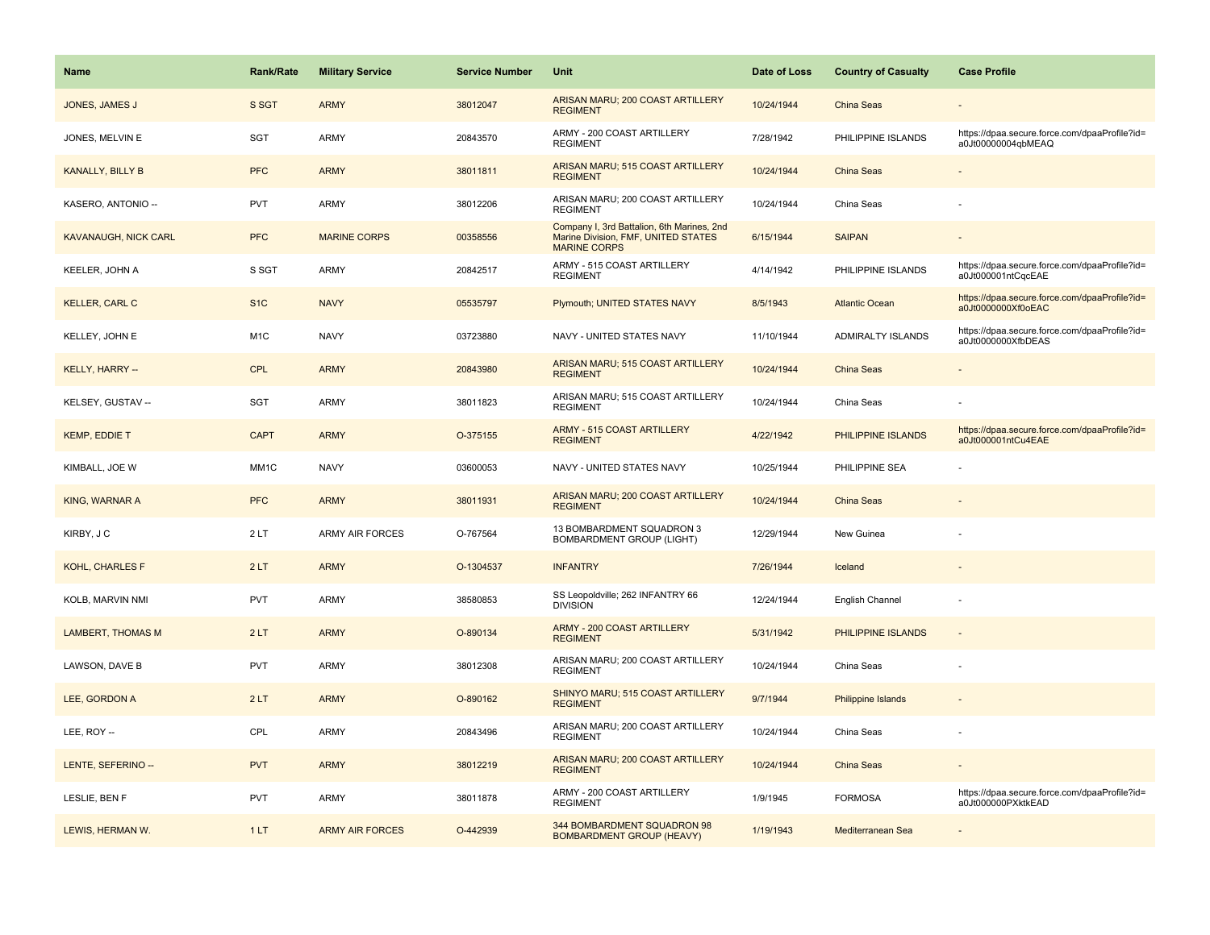| Name | Rank/Rate | Military Service | Service Number | Unit | Date of Loss | Country of Casualty | Case Profile |
|---|---|---|---|---|---|---|---|
| JONES, JAMES J | S SGT | ARMY | 38012047 | ARISAN MARU; 200 COAST ARTILLERY REGIMENT | 10/24/1944 | China Seas | - |
| JONES, MELVIN E | SGT | ARMY | 20843570 | ARMY - 200 COAST ARTILLERY REGIMENT | 7/28/1942 | PHILIPPINE ISLANDS | https://dpaa.secure.force.com/dpaaProfile?id=a0Jt00000004qbMEAQ |
| KANALLY, BILLY B | PFC | ARMY | 38011811 | ARISAN MARU; 515 COAST ARTILLERY REGIMENT | 10/24/1944 | China Seas | - |
| KASERO, ANTONIO -- | PVT | ARMY | 38012206 | ARISAN MARU; 200 COAST ARTILLERY REGIMENT | 10/24/1944 | China Seas | - |
| KAVANAUGH, NICK CARL | PFC | MARINE CORPS | 00358556 | Company I, 3rd Battalion, 6th Marines, 2nd Marine Division, FMF, UNITED STATES MARINE CORPS | 6/15/1944 | SAIPAN | - |
| KEELER, JOHN A | S SGT | ARMY | 20842517 | ARMY - 515 COAST ARTILLERY REGIMENT | 4/14/1942 | PHILIPPINE ISLANDS | https://dpaa.secure.force.com/dpaaProfile?id=a0Jt000001ntCqcEAE |
| KELLER, CARL C | S1C | NAVY | 05535797 | Plymouth; UNITED STATES NAVY | 8/5/1943 | Atlantic Ocean | https://dpaa.secure.force.com/dpaaProfile?id=a0Jt0000000Xf0oEAC |
| KELLEY, JOHN E | M1C | NAVY | 03723880 | NAVY - UNITED STATES NAVY | 11/10/1944 | ADMIRALTY ISLANDS | https://dpaa.secure.force.com/dpaaProfile?id=a0Jt0000000XfbDEAS |
| KELLY, HARRY -- | CPL | ARMY | 20843980 | ARISAN MARU; 515 COAST ARTILLERY REGIMENT | 10/24/1944 | China Seas | - |
| KELSEY, GUSTAV -- | SGT | ARMY | 38011823 | ARISAN MARU; 515 COAST ARTILLERY REGIMENT | 10/24/1944 | China Seas | - |
| KEMP, EDDIE T | CAPT | ARMY | O-375155 | ARMY - 515 COAST ARTILLERY REGIMENT | 4/22/1942 | PHILIPPINE ISLANDS | https://dpaa.secure.force.com/dpaaProfile?id=a0Jt000001ntCu4EAE |
| KIMBALL, JOE W | MM1C | NAVY | 03600053 | NAVY - UNITED STATES NAVY | 10/25/1944 | PHILIPPINE SEA | - |
| KING, WARNAR A | PFC | ARMY | 38011931 | ARISAN MARU; 200 COAST ARTILLERY REGIMENT | 10/24/1944 | China Seas | - |
| KIRBY, J C | 2 LT | ARMY AIR FORCES | O-767564 | 13 BOMBARDMENT SQUADRON 3 BOMBARDMENT GROUP (LIGHT) | 12/29/1944 | New Guinea | - |
| KOHL, CHARLES F | 2 LT | ARMY | O-1304537 | INFANTRY | 7/26/1944 | Iceland | - |
| KOLB, MARVIN NMI | PVT | ARMY | 38580853 | SS Leopoldville; 262 INFANTRY 66 DIVISION | 12/24/1944 | English Channel | - |
| LAMBERT, THOMAS M | 2 LT | ARMY | O-890134 | ARMY - 200 COAST ARTILLERY REGIMENT | 5/31/1942 | PHILIPPINE ISLANDS | - |
| LAWSON, DAVE B | PVT | ARMY | 38012308 | ARISAN MARU; 200 COAST ARTILLERY REGIMENT | 10/24/1944 | China Seas | - |
| LEE, GORDON A | 2 LT | ARMY | O-890162 | SHINYO MARU; 515 COAST ARTILLERY REGIMENT | 9/7/1944 | Philippine Islands | - |
| LEE, ROY -- | CPL | ARMY | 20843496 | ARISAN MARU; 200 COAST ARTILLERY REGIMENT | 10/24/1944 | China Seas | - |
| LENTE, SEFERINO -- | PVT | ARMY | 38012219 | ARISAN MARU; 200 COAST ARTILLERY REGIMENT | 10/24/1944 | China Seas | - |
| LESLIE, BEN F | PVT | ARMY | 38011878 | ARMY - 200 COAST ARTILLERY REGIMENT | 1/9/1945 | FORMOSA | https://dpaa.secure.force.com/dpaaProfile?id=a0Jt000000PXktkEAD |
| LEWIS, HERMAN W. | 1 LT | ARMY AIR FORCES | O-442939 | 344 BOMBARDMENT SQUADRON 98 BOMBARDMENT GROUP (HEAVY) | 1/19/1943 | Mediterranean Sea | - |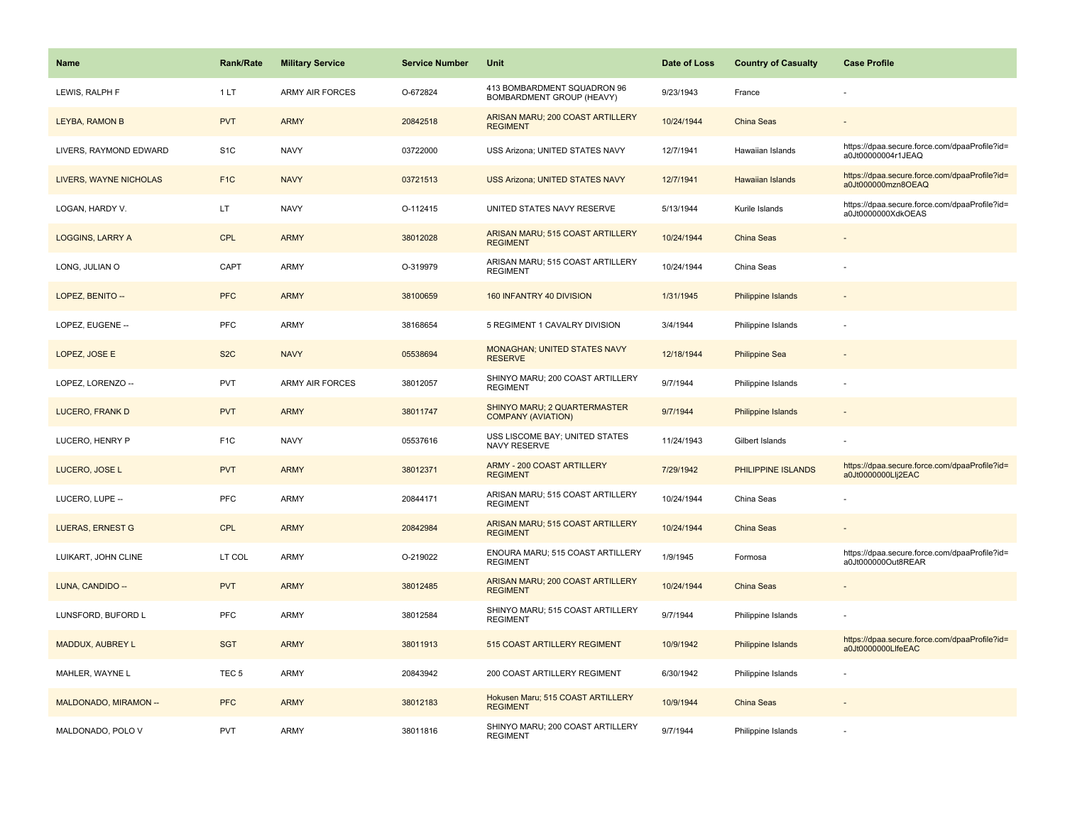| Name | Rank/Rate | Military Service | Service Number | Unit | Date of Loss | Country of Casualty | Case Profile |
|---|---|---|---|---|---|---|---|
| LEWIS, RALPH F | 1 LT | ARMY AIR FORCES | O-672824 | 413 BOMBARDMENT SQUADRON 96 BOMBARDMENT GROUP (HEAVY) | 9/23/1943 | France | - |
| LEYBA, RAMON B | PVT | ARMY | 20842518 | ARISAN MARU; 200 COAST ARTILLERY REGIMENT | 10/24/1944 | China Seas | - |
| LIVERS, RAYMOND EDWARD | S1C | NAVY | 03722000 | USS Arizona; UNITED STATES NAVY | 12/7/1941 | Hawaiian Islands | https://dpaa.secure.force.com/dpaaProfile?id=a0Jt00000004r1JEAQ |
| LIVERS, WAYNE NICHOLAS | F1C | NAVY | 03721513 | USS Arizona; UNITED STATES NAVY | 12/7/1941 | Hawaiian Islands | https://dpaa.secure.force.com/dpaaProfile?id=a0Jt000000mzn8OEAQ |
| LOGAN, HARDY V. | LT | NAVY | O-112415 | UNITED STATES NAVY RESERVE | 5/13/1944 | Kurile Islands | https://dpaa.secure.force.com/dpaaProfile?id=a0Jt0000000XdkOEAS |
| LOGGINS, LARRY A | CPL | ARMY | 38012028 | ARISAN MARU; 515 COAST ARTILLERY REGIMENT | 10/24/1944 | China Seas | - |
| LONG, JULIAN O | CAPT | ARMY | O-319979 | ARISAN MARU; 515 COAST ARTILLERY REGIMENT | 10/24/1944 | China Seas | - |
| LOPEZ, BENITO -- | PFC | ARMY | 38100659 | 160 INFANTRY 40 DIVISION | 1/31/1945 | Philippine Islands | - |
| LOPEZ, EUGENE -- | PFC | ARMY | 38168654 | 5 REGIMENT 1 CAVALRY DIVISION | 3/4/1944 | Philippine Islands | - |
| LOPEZ, JOSE E | S2C | NAVY | 05538694 | MONAGHAN; UNITED STATES NAVY RESERVE | 12/18/1944 | Philippine Sea | - |
| LOPEZ, LORENZO -- | PVT | ARMY AIR FORCES | 38012057 | SHINYO MARU; 200 COAST ARTILLERY REGIMENT | 9/7/1944 | Philippine Islands | - |
| LUCERO, FRANK D | PVT | ARMY | 38011747 | SHINYO MARU; 2 QUARTERMASTER COMPANY (AVIATION) | 9/7/1944 | Philippine Islands | - |
| LUCERO, HENRY P | F1C | NAVY | 05537616 | USS LISCOME BAY; UNITED STATES NAVY RESERVE | 11/24/1943 | Gilbert Islands | - |
| LUCERO, JOSE L | PVT | ARMY | 38012371 | ARMY - 200 COAST ARTILLERY REGIMENT | 7/29/1942 | PHILIPPINE ISLANDS | https://dpaa.secure.force.com/dpaaProfile?id=a0Jt0000000Llj2EAC |
| LUCERO, LUPE -- | PFC | ARMY | 20844171 | ARISAN MARU; 515 COAST ARTILLERY REGIMENT | 10/24/1944 | China Seas | - |
| LUERAS, ERNEST G | CPL | ARMY | 20842984 | ARISAN MARU; 515 COAST ARTILLERY REGIMENT | 10/24/1944 | China Seas | - |
| LUIKART, JOHN CLINE | LT COL | ARMY | O-219022 | ENOURA MARU; 515 COAST ARTILLERY REGIMENT | 1/9/1945 | Formosa | https://dpaa.secure.force.com/dpaaProfile?id=a0Jt000000Out8REAR |
| LUNA, CANDIDO -- | PVT | ARMY | 38012485 | ARISAN MARU; 200 COAST ARTILLERY REGIMENT | 10/24/1944 | China Seas | - |
| LUNSFORD, BUFORD L | PFC | ARMY | 38012584 | SHINYO MARU; 515 COAST ARTILLERY REGIMENT | 9/7/1944 | Philippine Islands | - |
| MADDUX, AUBREY L | SGT | ARMY | 38011913 | 515 COAST ARTILLERY REGIMENT | 10/9/1942 | Philippine Islands | https://dpaa.secure.force.com/dpaaProfile?id=a0Jt0000000LlfeEAC |
| MAHLER, WAYNE L | TEC 5 | ARMY | 20843942 | 200 COAST ARTILLERY REGIMENT | 6/30/1942 | Philippine Islands | - |
| MALDONADO, MIRAMON -- | PFC | ARMY | 38012183 | Hokusen Maru; 515 COAST ARTILLERY REGIMENT | 10/9/1944 | China Seas | - |
| MALDONADO, POLO V | PVT | ARMY | 38011816 | SHINYO MARU; 200 COAST ARTILLERY REGIMENT | 9/7/1944 | Philippine Islands | - |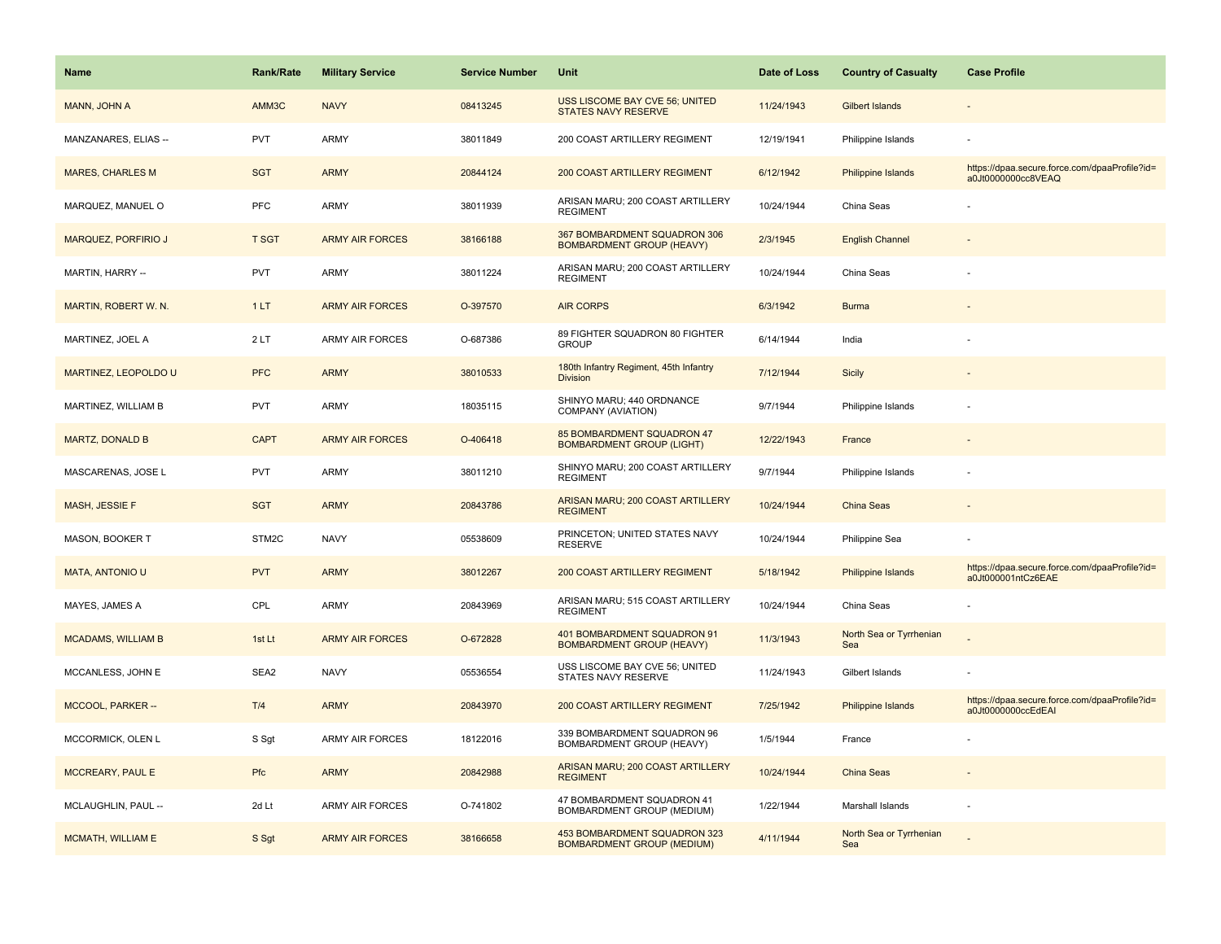| Name | Rank/Rate | Military Service | Service Number | Unit | Date of Loss | Country of Casualty | Case Profile |
|---|---|---|---|---|---|---|---|
| MANN, JOHN A | AMM3C | NAVY | 08413245 | USS LISCOME BAY CVE 56; UNITED STATES NAVY RESERVE | 11/24/1943 | Gilbert Islands | - |
| MANZANARES, ELIAS -- | PVT | ARMY | 38011849 | 200 COAST ARTILLERY REGIMENT | 12/19/1941 | Philippine Islands | - |
| MARES, CHARLES M | SGT | ARMY | 20844124 | 200 COAST ARTILLERY REGIMENT | 6/12/1942 | Philippine Islands | https://dpaa.secure.force.com/dpaaProfile?id=a0Jt0000000cc8VEAQ |
| MARQUEZ, MANUEL O | PFC | ARMY | 38011939 | ARISAN MARU; 200 COAST ARTILLERY REGIMENT | 10/24/1944 | China Seas | - |
| MARQUEZ, PORFIRIO J | T SGT | ARMY AIR FORCES | 38166188 | 367 BOMBARDMENT SQUADRON 306 BOMBARDMENT GROUP (HEAVY) | 2/3/1945 | English Channel | - |
| MARTIN, HARRY -- | PVT | ARMY | 38011224 | ARISAN MARU; 200 COAST ARTILLERY REGIMENT | 10/24/1944 | China Seas | - |
| MARTIN, ROBERT W. N. | 1 LT | ARMY AIR FORCES | O-397570 | AIR CORPS | 6/3/1942 | Burma | - |
| MARTINEZ, JOEL A | 2 LT | ARMY AIR FORCES | O-687386 | 89 FIGHTER SQUADRON 80 FIGHTER GROUP | 6/14/1944 | India | - |
| MARTINEZ, LEOPOLDO U | PFC | ARMY | 38010533 | 180th Infantry Regiment, 45th Infantry Division | 7/12/1944 | Sicily | - |
| MARTINEZ, WILLIAM B | PVT | ARMY | 18035115 | SHINYO MARU; 440 ORDNANCE COMPANY (AVIATION) | 9/7/1944 | Philippine Islands | - |
| MARTZ, DONALD B | CAPT | ARMY AIR FORCES | O-406418 | 85 BOMBARDMENT SQUADRON 47 BOMBARDMENT GROUP (LIGHT) | 12/22/1943 | France | - |
| MASCARENAS, JOSE L | PVT | ARMY | 38011210 | SHINYO MARU; 200 COAST ARTILLERY REGIMENT | 9/7/1944 | Philippine Islands | - |
| MASH, JESSIE F | SGT | ARMY | 20843786 | ARISAN MARU; 200 COAST ARTILLERY REGIMENT | 10/24/1944 | China Seas | - |
| MASON, BOOKER T | STM2C | NAVY | 05538609 | PRINCETON; UNITED STATES NAVY RESERVE | 10/24/1944 | Philippine Sea | - |
| MATA, ANTONIO U | PVT | ARMY | 38012267 | 200 COAST ARTILLERY REGIMENT | 5/18/1942 | Philippine Islands | https://dpaa.secure.force.com/dpaaProfile?id=a0Jt000001ntCz6EAE |
| MAYES, JAMES A | CPL | ARMY | 20843969 | ARISAN MARU; 515 COAST ARTILLERY REGIMENT | 10/24/1944 | China Seas | - |
| MCADAMS, WILLIAM B | 1st Lt | ARMY AIR FORCES | O-672828 | 401 BOMBARDMENT SQUADRON 91 BOMBARDMENT GROUP (HEAVY) | 11/3/1943 | North Sea or Tyrrhenian Sea | - |
| MCCANLESS, JOHN E | SEA2 | NAVY | 05536554 | USS LISCOME BAY CVE 56; UNITED STATES NAVY RESERVE | 11/24/1943 | Gilbert Islands | - |
| MCCOOL, PARKER -- | T/4 | ARMY | 20843970 | 200 COAST ARTILLERY REGIMENT | 7/25/1942 | Philippine Islands | https://dpaa.secure.force.com/dpaaProfile?id=a0Jt0000000ccEdEAI |
| MCCORMICK, OLEN L | S Sgt | ARMY AIR FORCES | 18122016 | 339 BOMBARDMENT SQUADRON 96 BOMBARDMENT GROUP (HEAVY) | 1/5/1944 | France | - |
| MCCREARY, PAUL E | Pfc | ARMY | 20842988 | ARISAN MARU; 200 COAST ARTILLERY REGIMENT | 10/24/1944 | China Seas | - |
| MCLAUGHLIN, PAUL -- | 2d Lt | ARMY AIR FORCES | O-741802 | 47 BOMBARDMENT SQUADRON 41 BOMBARDMENT GROUP (MEDIUM) | 1/22/1944 | Marshall Islands | - |
| MCMATH, WILLIAM E | S Sgt | ARMY AIR FORCES | 38166658 | 453 BOMBARDMENT SQUADRON 323 BOMBARDMENT GROUP (MEDIUM) | 4/11/1944 | North Sea or Tyrrhenian Sea | - |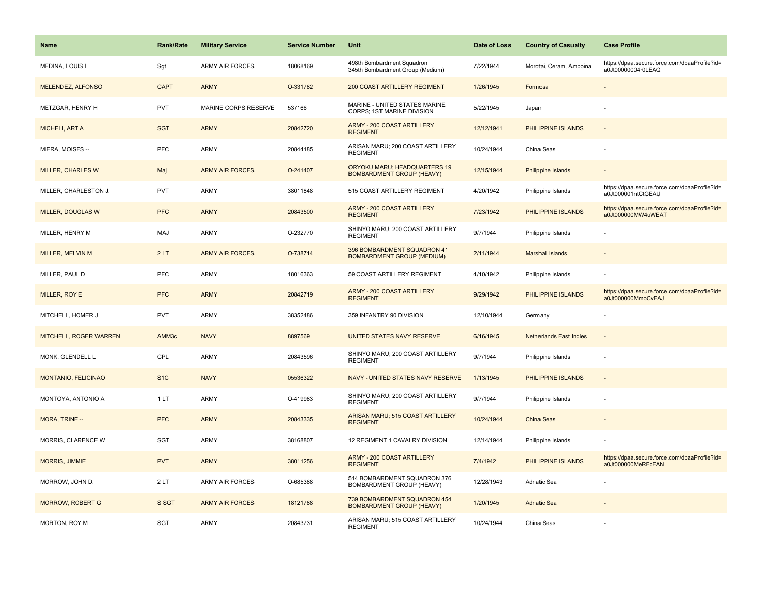| Name | Rank/Rate | Military Service | Service Number | Unit | Date of Loss | Country of Casualty | Case Profile |
|---|---|---|---|---|---|---|---|
| MEDINA, LOUIS L | Sgt | ARMY AIR FORCES | 18068169 | 498th Bombardment Squadron 345th Bombardment Group (Medium) | 7/22/1944 | Morotai, Ceram, Amboina | https://dpaa.secure.force.com/dpaaProfile?id=a0Jt00000004r0LEAQ |
| MELENDEZ, ALFONSO | CAPT | ARMY | O-331782 | 200 COAST ARTILLERY REGIMENT | 1/26/1945 | Formosa | - |
| METZGAR, HENRY H | PVT | MARINE CORPS RESERVE | 537166 | MARINE - UNITED STATES MARINE CORPS; 1ST MARINE DIVISION | 5/22/1945 | Japan | - |
| MICHELI, ART A | SGT | ARMY | 20842720 | ARMY - 200 COAST ARTILLERY REGIMENT | 12/12/1941 | PHILIPPINE ISLANDS | - |
| MIERA, MOISES -- | PFC | ARMY | 20844185 | ARISAN MARU; 200 COAST ARTILLERY REGIMENT | 10/24/1944 | China Seas | - |
| MILLER, CHARLES W | Maj | ARMY AIR FORCES | O-241407 | ORYOKU MARU; HEADQUARTERS 19 BOMBARDMENT GROUP (HEAVY) | 12/15/1944 | Philippine Islands | - |
| MILLER, CHARLESTON J. | PVT | ARMY | 38011848 | 515 COAST ARTILLERY REGIMENT | 4/20/1942 | Philippine Islands | https://dpaa.secure.force.com/dpaaProfile?id=a0Jt000001ntCtGEAU |
| MILLER, DOUGLAS W | PFC | ARMY | 20843500 | ARMY - 200 COAST ARTILLERY REGIMENT | 7/23/1942 | PHILIPPINE ISLANDS | https://dpaa.secure.force.com/dpaaProfile?id=a0Jt000000MW4uWEAT |
| MILLER, HENRY M | MAJ | ARMY | O-232770 | SHINYO MARU; 200 COAST ARTILLERY REGIMENT | 9/7/1944 | Philippine Islands | - |
| MILLER, MELVIN M | 2 LT | ARMY AIR FORCES | O-738714 | 396 BOMBARDMENT SQUADRON 41 BOMBARDMENT GROUP (MEDIUM) | 2/11/1944 | Marshall Islands | - |
| MILLER, PAUL D | PFC | ARMY | 18016363 | 59 COAST ARTILLERY REGIMENT | 4/10/1942 | Philippine Islands | - |
| MILLER, ROY E | PFC | ARMY | 20842719 | ARMY - 200 COAST ARTILLERY REGIMENT | 9/29/1942 | PHILIPPINE ISLANDS | https://dpaa.secure.force.com/dpaaProfile?id=a0Jt000000MmoCvEAJ |
| MITCHELL, HOMER J | PVT | ARMY | 38352486 | 359 INFANTRY 90 DIVISION | 12/10/1944 | Germany | - |
| MITCHELL, ROGER WARREN | AMM3c | NAVY | 8897569 | UNITED STATES NAVY RESERVE | 6/16/1945 | Netherlands East Indies | - |
| MONK, GLENDELL L | CPL | ARMY | 20843596 | SHINYO MARU; 200 COAST ARTILLERY REGIMENT | 9/7/1944 | Philippine Islands | - |
| MONTANIO, FELICINAO | S1C | NAVY | 05536322 | NAVY - UNITED STATES NAVY RESERVE | 1/13/1945 | PHILIPPINE ISLANDS | - |
| MONTOYA, ANTONIO A | 1 LT | ARMY | O-419983 | SHINYO MARU; 200 COAST ARTILLERY REGIMENT | 9/7/1944 | Philippine Islands | - |
| MORA, TRINE -- | PFC | ARMY | 20843335 | ARISAN MARU; 515 COAST ARTILLERY REGIMENT | 10/24/1944 | China Seas | - |
| MORRIS, CLARENCE W | SGT | ARMY | 38168807 | 12 REGIMENT 1 CAVALRY DIVISION | 12/14/1944 | Philippine Islands | - |
| MORRIS, JIMMIE | PVT | ARMY | 38011256 | ARMY - 200 COAST ARTILLERY REGIMENT | 7/4/1942 | PHILIPPINE ISLANDS | https://dpaa.secure.force.com/dpaaProfile?id=a0Jt000000MeRFcEAN |
| MORROW, JOHN D. | 2 LT | ARMY AIR FORCES | O-685388 | 514 BOMBARDMENT SQUADRON 376 BOMBARDMENT GROUP (HEAVY) | 12/28/1943 | Adriatic Sea | - |
| MORROW, ROBERT G | S SGT | ARMY AIR FORCES | 18121788 | 739 BOMBARDMENT SQUADRON 454 BOMBARDMENT GROUP (HEAVY) | 1/20/1945 | Adriatic Sea | - |
| MORTON, ROY M | SGT | ARMY | 20843731 | ARISAN MARU; 515 COAST ARTILLERY REGIMENT | 10/24/1944 | China Seas | - |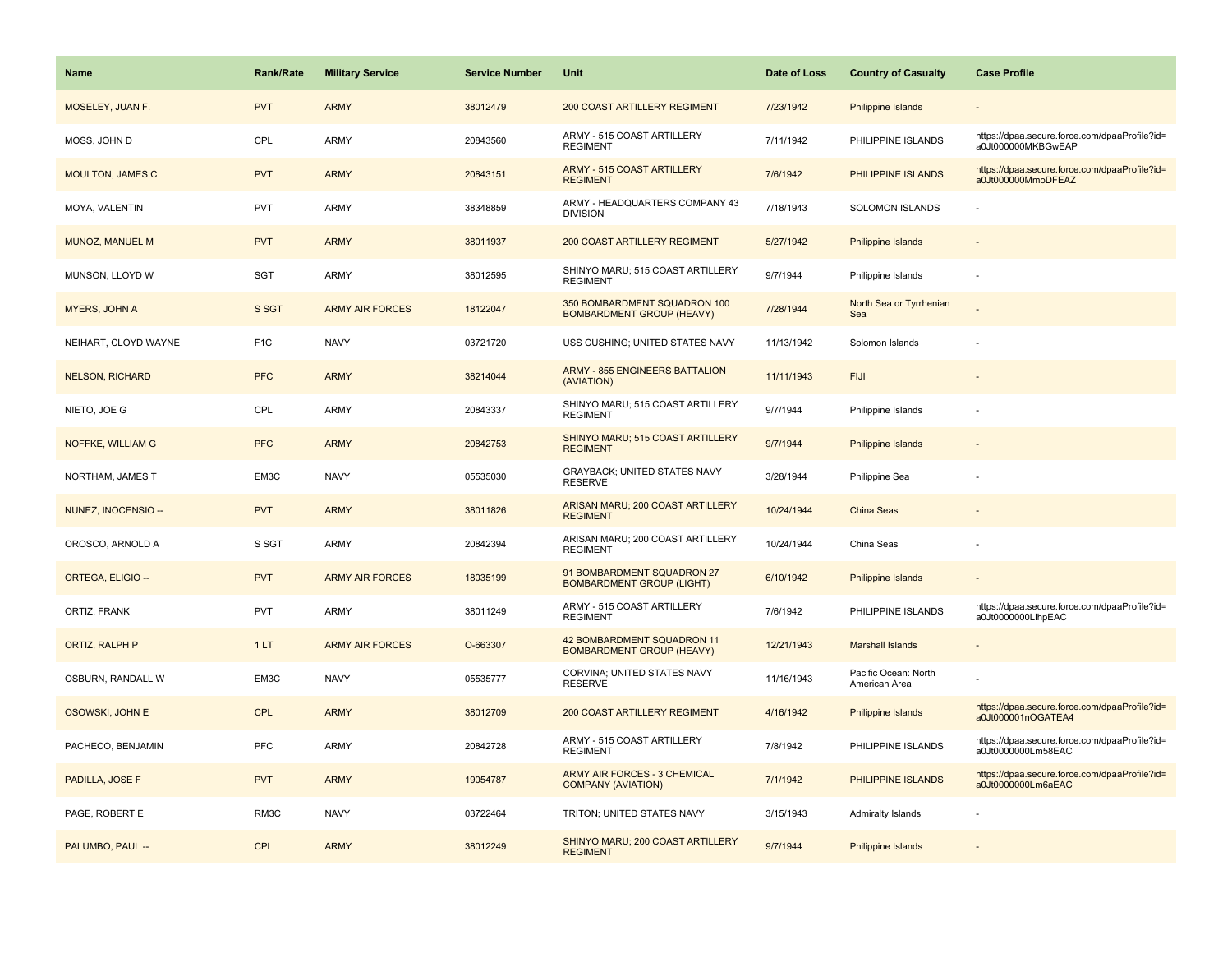| Name | Rank/Rate | Military Service | Service Number | Unit | Date of Loss | Country of Casualty | Case Profile |
|---|---|---|---|---|---|---|---|
| MOSELEY, JUAN F. | PVT | ARMY | 38012479 | 200 COAST ARTILLERY REGIMENT | 7/23/1942 | Philippine Islands | - |
| MOSS, JOHN D | CPL | ARMY | 20843560 | ARMY - 515 COAST ARTILLERY REGIMENT | 7/11/1942 | PHILIPPINE ISLANDS | https://dpaa.secure.force.com/dpaaProfile?id=a0Jt000000MKBGwEAP |
| MOULTON, JAMES C | PVT | ARMY | 20843151 | ARMY - 515 COAST ARTILLERY REGIMENT | 7/6/1942 | PHILIPPINE ISLANDS | https://dpaa.secure.force.com/dpaaProfile?id=a0Jt000000MmoDFEAZ |
| MOYA, VALENTIN | PVT | ARMY | 38348859 | ARMY - HEADQUARTERS COMPANY 43 DIVISION | 7/18/1943 | SOLOMON ISLANDS | - |
| MUNOZ, MANUEL M | PVT | ARMY | 38011937 | 200 COAST ARTILLERY REGIMENT | 5/27/1942 | Philippine Islands | - |
| MUNSON, LLOYD W | SGT | ARMY | 38012595 | SHINYO MARU; 515 COAST ARTILLERY REGIMENT | 9/7/1944 | Philippine Islands | - |
| MYERS, JOHN A | S SGT | ARMY AIR FORCES | 18122047 | 350 BOMBARDMENT SQUADRON 100 BOMBARDMENT GROUP (HEAVY) | 7/28/1944 | North Sea or Tyrrhenian Sea | - |
| NEIHART, CLOYD WAYNE | F1C | NAVY | 03721720 | USS CUSHING; UNITED STATES NAVY | 11/13/1942 | Solomon Islands | - |
| NELSON, RICHARD | PFC | ARMY | 38214044 | ARMY - 855 ENGINEERS BATTALION (AVIATION) | 11/11/1943 | FIJI | - |
| NIETO, JOE G | CPL | ARMY | 20843337 | SHINYO MARU; 515 COAST ARTILLERY REGIMENT | 9/7/1944 | Philippine Islands | - |
| NOFFKE, WILLIAM G | PFC | ARMY | 20842753 | SHINYO MARU; 515 COAST ARTILLERY REGIMENT | 9/7/1944 | Philippine Islands | - |
| NORTHAM, JAMES T | EM3C | NAVY | 05535030 | GRAYBACK; UNITED STATES NAVY RESERVE | 3/28/1944 | Philippine Sea | - |
| NUNEZ, INOCENSIO -- | PVT | ARMY | 38011826 | ARISAN MARU; 200 COAST ARTILLERY REGIMENT | 10/24/1944 | China Seas | - |
| OROSCO, ARNOLD A | S SGT | ARMY | 20842394 | ARISAN MARU; 200 COAST ARTILLERY REGIMENT | 10/24/1944 | China Seas | - |
| ORTEGA, ELIGIO -- | PVT | ARMY AIR FORCES | 18035199 | 91 BOMBARDMENT SQUADRON 27 BOMBARDMENT GROUP (LIGHT) | 6/10/1942 | Philippine Islands | - |
| ORTIZ, FRANK | PVT | ARMY | 38011249 | ARMY - 515 COAST ARTILLERY REGIMENT | 7/6/1942 | PHILIPPINE ISLANDS | https://dpaa.secure.force.com/dpaaProfile?id=a0Jt0000000LlhpEAC |
| ORTIZ, RALPH P | 1 LT | ARMY AIR FORCES | O-663307 | 42 BOMBARDMENT SQUADRON 11 BOMBARDMENT GROUP (HEAVY) | 12/21/1943 | Marshall Islands | - |
| OSBURN, RANDALL W | EM3C | NAVY | 05535777 | CORVINA; UNITED STATES NAVY RESERVE | 11/16/1943 | Pacific Ocean: North American Area | - |
| OSOWSKI, JOHN E | CPL | ARMY | 38012709 | 200 COAST ARTILLERY REGIMENT | 4/16/1942 | Philippine Islands | https://dpaa.secure.force.com/dpaaProfile?id=a0Jt000001nOGATEA4 |
| PACHECO, BENJAMIN | PFC | ARMY | 20842728 | ARMY - 515 COAST ARTILLERY REGIMENT | 7/8/1942 | PHILIPPINE ISLANDS | https://dpaa.secure.force.com/dpaaProfile?id=a0Jt0000000Lm58EAC |
| PADILLA, JOSE F | PVT | ARMY | 19054787 | ARMY AIR FORCES - 3 CHEMICAL COMPANY (AVIATION) | 7/1/1942 | PHILIPPINE ISLANDS | https://dpaa.secure.force.com/dpaaProfile?id=a0Jt0000000Lm6aEAC |
| PAGE, ROBERT E | RM3C | NAVY | 03722464 | TRITON; UNITED STATES NAVY | 3/15/1943 | Admiralty Islands | - |
| PALUMBO, PAUL -- | CPL | ARMY | 38012249 | SHINYO MARU; 200 COAST ARTILLERY REGIMENT | 9/7/1944 | Philippine Islands | - |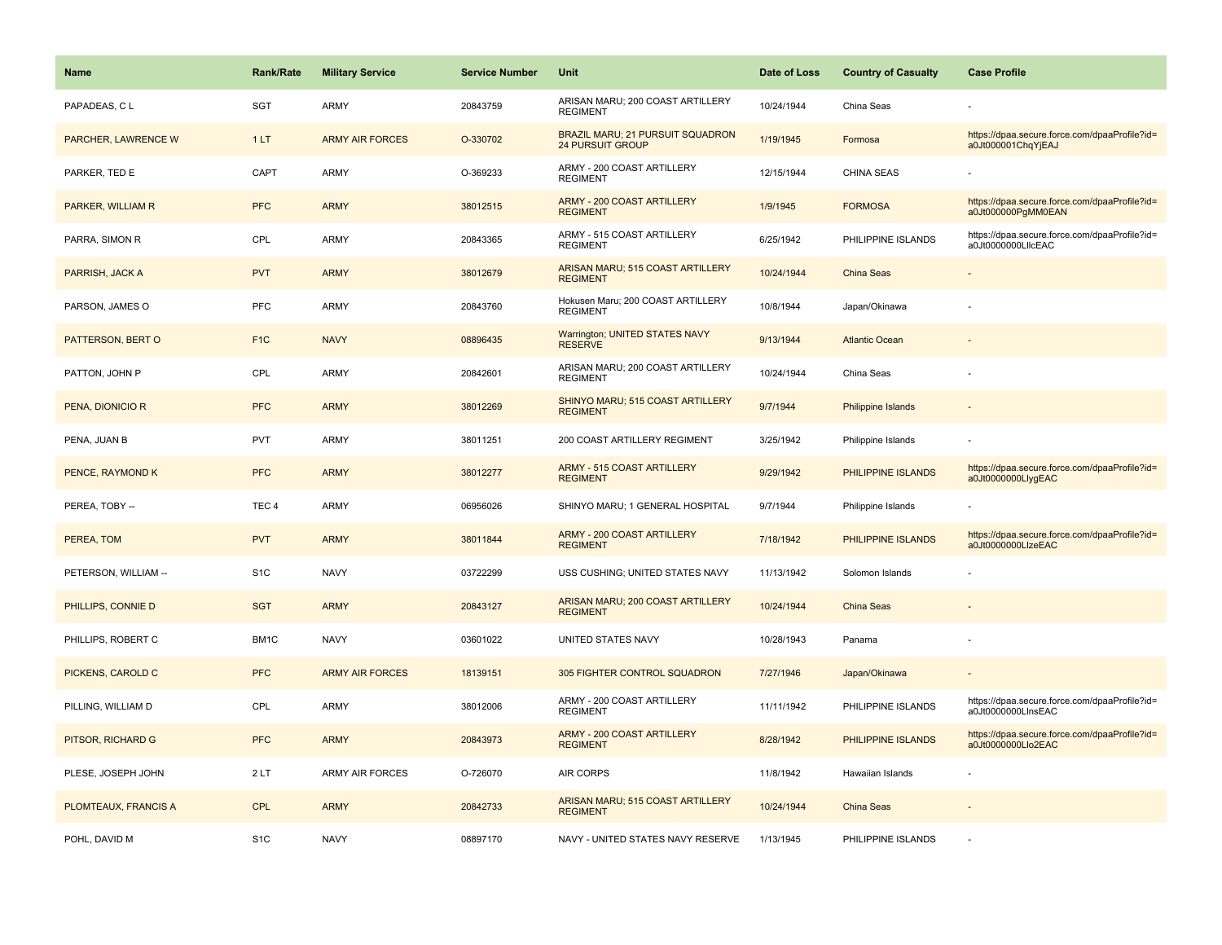| Name | Rank/Rate | Military Service | Service Number | Unit | Date of Loss | Country of Casualty | Case Profile |
|---|---|---|---|---|---|---|---|
| PAPADEAS, C L | SGT | ARMY | 20843759 | ARISAN MARU; 200 COAST ARTILLERY REGIMENT | 10/24/1944 | China Seas | - |
| PARCHER, LAWRENCE W | 1 LT | ARMY AIR FORCES | O-330702 | BRAZIL MARU; 21 PURSUIT SQUADRON 24 PURSUIT GROUP | 1/19/1945 | Formosa | https://dpaa.secure.force.com/dpaaProfile?id=a0Jt000001ChqYjEAJ |
| PARKER, TED E | CAPT | ARMY | O-369233 | ARMY - 200 COAST ARTILLERY REGIMENT | 12/15/1944 | CHINA SEAS | - |
| PARKER, WILLIAM R | PFC | ARMY | 38012515 | ARMY - 200 COAST ARTILLERY REGIMENT | 1/9/1945 | FORMOSA | https://dpaa.secure.force.com/dpaaProfile?id=a0Jt000000PgMM0EAN |
| PARRA, SIMON R | CPL | ARMY | 20843365 | ARMY - 515 COAST ARTILLERY REGIMENT | 6/25/1942 | PHILIPPINE ISLANDS | https://dpaa.secure.force.com/dpaaProfile?id=a0Jt0000000LllcEAC |
| PARRISH, JACK A | PVT | ARMY | 38012679 | ARISAN MARU; 515 COAST ARTILLERY REGIMENT | 10/24/1944 | China Seas | - |
| PARSON, JAMES O | PFC | ARMY | 20843760 | Hokusen Maru; 200 COAST ARTILLERY REGIMENT | 10/8/1944 | Japan/Okinawa | - |
| PATTERSON, BERT O | F1C | NAVY | 08896435 | Warrington; UNITED STATES NAVY RESERVE | 9/13/1944 | Atlantic Ocean | - |
| PATTON, JOHN P | CPL | ARMY | 20842601 | ARISAN MARU; 200 COAST ARTILLERY REGIMENT | 10/24/1944 | China Seas | - |
| PENA, DIONICIO R | PFC | ARMY | 38012269 | SHINYO MARU; 515 COAST ARTILLERY REGIMENT | 9/7/1944 | Philippine Islands | - |
| PENA, JUAN B | PVT | ARMY | 38011251 | 200 COAST ARTILLERY REGIMENT | 3/25/1942 | Philippine Islands | - |
| PENCE, RAYMOND K | PFC | ARMY | 38012277 | ARMY - 515 COAST ARTILLERY REGIMENT | 9/29/1942 | PHILIPPINE ISLANDS | https://dpaa.secure.force.com/dpaaProfile?id=a0Jt0000000LlygEAC |
| PEREA, TOBY -- | TEC 4 | ARMY | 06956026 | SHINYO MARU; 1 GENERAL HOSPITAL | 9/7/1944 | Philippine Islands | - |
| PEREA, TOM | PVT | ARMY | 38011844 | ARMY - 200 COAST ARTILLERY REGIMENT | 7/18/1942 | PHILIPPINE ISLANDS | https://dpaa.secure.force.com/dpaaProfile?id=a0Jt0000000LlzeEAC |
| PETERSON, WILLIAM -- | S1C | NAVY | 03722299 | USS CUSHING; UNITED STATES NAVY | 11/13/1942 | Solomon Islands | - |
| PHILLIPS, CONNIE D | SGT | ARMY | 20843127 | ARISAN MARU; 200 COAST ARTILLERY REGIMENT | 10/24/1944 | China Seas | - |
| PHILLIPS, ROBERT C | BM1C | NAVY | 03601022 | UNITED STATES NAVY | 10/28/1943 | Panama | - |
| PICKENS, CAROLD C | PFC | ARMY AIR FORCES | 18139151 | 305 FIGHTER CONTROL SQUADRON | 7/27/1946 | Japan/Okinawa | - |
| PILLING, WILLIAM D | CPL | ARMY | 38012006 | ARMY - 200 COAST ARTILLERY REGIMENT | 11/11/1942 | PHILIPPINE ISLANDS | https://dpaa.secure.force.com/dpaaProfile?id=a0Jt0000000LlnsEAC |
| PITSOR, RICHARD G | PFC | ARMY | 20843973 | ARMY - 200 COAST ARTILLERY REGIMENT | 8/28/1942 | PHILIPPINE ISLANDS | https://dpaa.secure.force.com/dpaaProfile?id=a0Jt0000000Llo2EAC |
| PLESE, JOSEPH JOHN | 2 LT | ARMY AIR FORCES | O-726070 | AIR CORPS | 11/8/1942 | Hawaiian Islands | - |
| PLOMTEAUX, FRANCIS A | CPL | ARMY | 20842733 | ARISAN MARU; 515 COAST ARTILLERY REGIMENT | 10/24/1944 | China Seas | - |
| POHL, DAVID M | S1C | NAVY | 08897170 | NAVY - UNITED STATES NAVY RESERVE | 1/13/1945 | PHILIPPINE ISLANDS | - |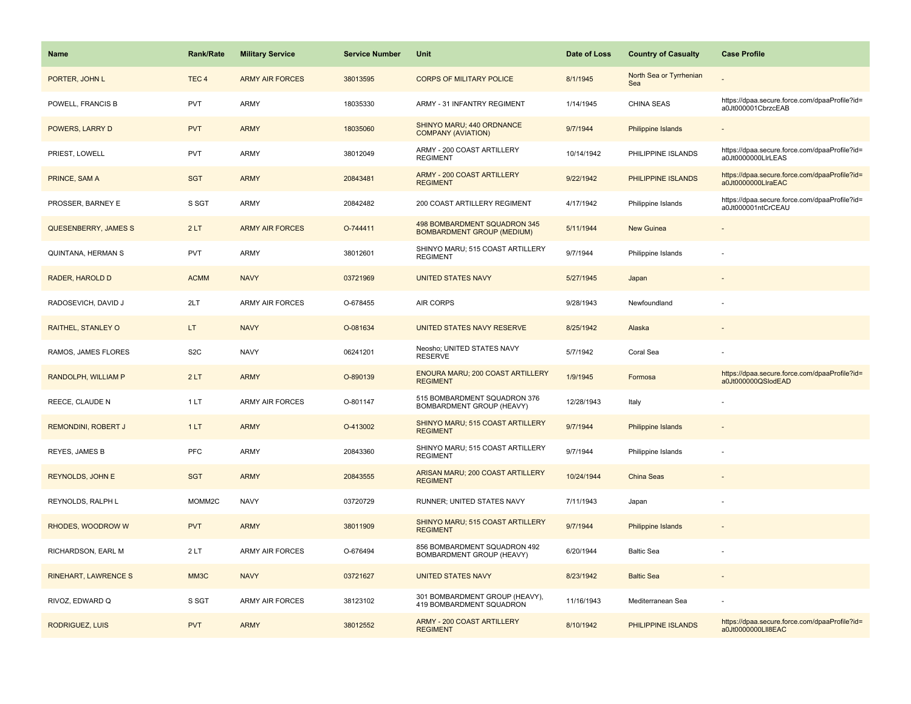| Name | Rank/Rate | Military Service | Service Number | Unit | Date of Loss | Country of Casualty | Case Profile |
|---|---|---|---|---|---|---|---|
| PORTER, JOHN L | TEC 4 | ARMY AIR FORCES | 38013595 | CORPS OF MILITARY POLICE | 8/1/1945 | North Sea or Tyrrhenian Sea | - |
| POWELL, FRANCIS B | PVT | ARMY | 18035330 | ARMY - 31 INFANTRY REGIMENT | 1/14/1945 | CHINA SEAS | https://dpaa.secure.force.com/dpaaProfile?id=a0Jt000001CbrzcEAB |
| POWERS, LARRY D | PVT | ARMY | 18035060 | SHINYO MARU; 440 ORDNANCE COMPANY (AVIATION) | 9/7/1944 | Philippine Islands | - |
| PRIEST, LOWELL | PVT | ARMY | 38012049 | ARMY - 200 COAST ARTILLERY REGIMENT | 10/14/1942 | PHILIPPINE ISLANDS | https://dpaa.secure.force.com/dpaaProfile?id=a0Jt0000000LlrLEAS |
| PRINCE, SAM A | SGT | ARMY | 20843481 | ARMY - 200 COAST ARTILLERY REGIMENT | 9/22/1942 | PHILIPPINE ISLANDS | https://dpaa.secure.force.com/dpaaProfile?id=a0Jt0000000LlraEAC |
| PROSSER, BARNEY E | S SGT | ARMY | 20842482 | 200 COAST ARTILLERY REGIMENT | 4/17/1942 | Philippine Islands | https://dpaa.secure.force.com/dpaaProfile?id=a0Jt000001ntCrCEAU |
| QUESENBERRY, JAMES S | 2 LT | ARMY AIR FORCES | O-744411 | 498 BOMBARDMENT SQUADRON 345 BOMBARDMENT GROUP (MEDIUM) | 5/11/1944 | New Guinea | - |
| QUINTANA, HERMAN S | PVT | ARMY | 38012601 | SHINYO MARU; 515 COAST ARTILLERY REGIMENT | 9/7/1944 | Philippine Islands | - |
| RADER, HAROLD D | ACMM | NAVY | 03721969 | UNITED STATES NAVY | 5/27/1945 | Japan | - |
| RADOSEVICH, DAVID J | 2LT | ARMY AIR FORCES | O-678455 | AIR CORPS | 9/28/1943 | Newfoundland | - |
| RAITHEL, STANLEY O | LT | NAVY | O-081634 | UNITED STATES NAVY RESERVE | 8/25/1942 | Alaska | - |
| RAMOS, JAMES FLORES | S2C | NAVY | 06241201 | Neosho; UNITED STATES NAVY RESERVE | 5/7/1942 | Coral Sea | - |
| RANDOLPH, WILLIAM P | 2 LT | ARMY | O-890139 | ENOURA MARU; 200 COAST ARTILLERY REGIMENT | 1/9/1945 | Formosa | https://dpaa.secure.force.com/dpaaProfile?id=a0Jt000000QSlodEAD |
| REECE, CLAUDE N | 1 LT | ARMY AIR FORCES | O-801147 | 515 BOMBARDMENT SQUADRON 376 BOMBARDMENT GROUP (HEAVY) | 12/28/1943 | Italy | - |
| REMONDINI, ROBERT J | 1 LT | ARMY | O-413002 | SHINYO MARU; 515 COAST ARTILLERY REGIMENT | 9/7/1944 | Philippine Islands | - |
| REYES, JAMES B | PFC | ARMY | 20843360 | SHINYO MARU; 515 COAST ARTILLERY REGIMENT | 9/7/1944 | Philippine Islands | - |
| REYNOLDS, JOHN E | SGT | ARMY | 20843555 | ARISAN MARU; 200 COAST ARTILLERY REGIMENT | 10/24/1944 | China Seas | - |
| REYNOLDS, RALPH L | MOMM2C | NAVY | 03720729 | RUNNER; UNITED STATES NAVY | 7/11/1943 | Japan | - |
| RHODES, WOODROW W | PVT | ARMY | 38011909 | SHINYO MARU; 515 COAST ARTILLERY REGIMENT | 9/7/1944 | Philippine Islands | - |
| RICHARDSON, EARL M | 2 LT | ARMY AIR FORCES | O-676494 | 856 BOMBARDMENT SQUADRON 492 BOMBARDMENT GROUP (HEAVY) | 6/20/1944 | Baltic Sea | - |
| RINEHART, LAWRENCE S | MM3C | NAVY | 03721627 | UNITED STATES NAVY | 8/23/1942 | Baltic Sea | - |
| RIVOZ, EDWARD Q | S SGT | ARMY AIR FORCES | 38123102 | 301 BOMBARDMENT GROUP (HEAVY), 419 BOMBARDMENT SQUADRON | 11/16/1943 | Mediterranean Sea | - |
| RODRIGUEZ, LUIS | PVT | ARMY | 38012552 | ARMY - 200 COAST ARTILLERY REGIMENT | 8/10/1942 | PHILIPPINE ISLANDS | https://dpaa.secure.force.com/dpaaProfile?id=a0Jt0000000Lll8EAC |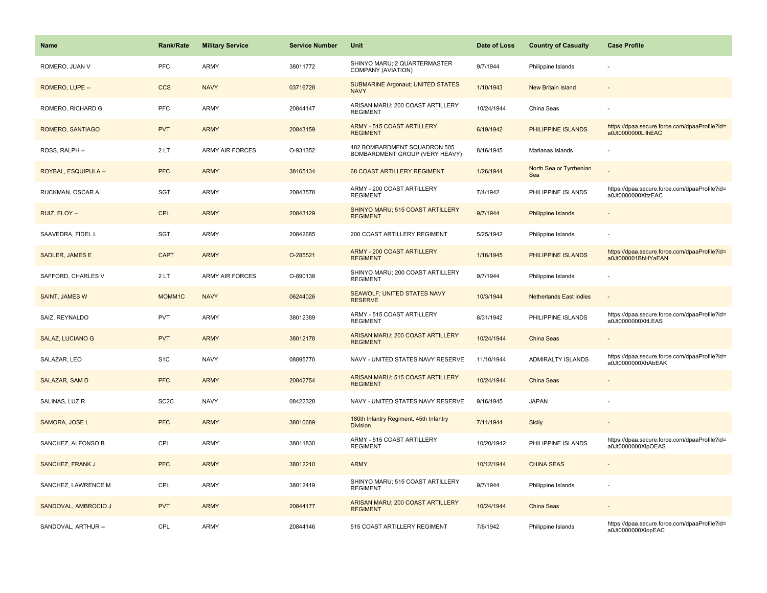| Name | Rank/Rate | Military Service | Service Number | Unit | Date of Loss | Country of Casualty | Case Profile |
|---|---|---|---|---|---|---|---|
| ROMERO, JUAN V | PFC | ARMY | 38011772 | SHINYO MARU; 2 QUARTERMASTER COMPANY (AVIATION) | 9/7/1944 | Philippine Islands | - |
| ROMERO, LUPE -- | CCS | NAVY | 03716728 | SUBMARINE Argonaut; UNITED STATES NAVY | 1/10/1943 | New Britain Island | - |
| ROMERO, RICHARD G | PFC | ARMY | 20844147 | ARISAN MARU; 200 COAST ARTILLERY REGIMENT | 10/24/1944 | China Seas | - |
| ROMERO, SANTIAGO | PVT | ARMY | 20843159 | ARMY - 515 COAST ARTILLERY REGIMENT | 6/19/1942 | PHILIPPINE ISLANDS | https://dpaa.secure.force.com/dpaaProfile?id=a0Jt0000000LlIhEAC |
| ROSS, RALPH -- | 2 LT | ARMY AIR FORCES | O-931352 | 482 BOMBARDMENT SQUADRON 505 BOMBARDMENT GROUP (VERY HEAVY) | 8/16/1945 | Marianas Islands | - |
| ROYBAL, ESQUIPULA -- | PFC | ARMY | 38165134 | 68 COAST ARTILLERY REGIMENT | 1/26/1944 | North Sea or Tyrrhenian Sea | - |
| RUCKMAN, OSCAR A | SGT | ARMY | 20843578 | ARMY - 200 COAST ARTILLERY REGIMENT | 7/4/1942 | PHILIPPINE ISLANDS | https://dpaa.secure.force.com/dpaaProfile?id=a0Jt0000000XItzEAC |
| RUIZ, ELOY -- | CPL | ARMY | 20843129 | SHINYO MARU; 515 COAST ARTILLERY REGIMENT | 9/7/1944 | Philippine Islands | - |
| SAAVEDRA, FIDEL L | SGT | ARMY | 20842685 | 200 COAST ARTILLERY REGIMENT | 5/25/1942 | Philippine Islands | - |
| SADLER, JAMES E | CAPT | ARMY | O-285521 | ARMY - 200 COAST ARTILLERY REGIMENT | 1/16/1945 | PHILIPPINE ISLANDS | https://dpaa.secure.force.com/dpaaProfile?id=a0Jt000001BhHYaEAN |
| SAFFORD, CHARLES V | 2 LT | ARMY AIR FORCES | O-890138 | SHINYO MARU; 200 COAST ARTILLERY REGIMENT | 9/7/1944 | Philippine Islands | - |
| SAINT, JAMES W | MOMM1C | NAVY | 06244026 | SEAWOLF; UNITED STATES NAVY RESERVE | 10/3/1944 | Netherlands East Indies | - |
| SAIZ, REYNALDO | PVT | ARMY | 38012389 | ARMY - 515 COAST ARTILLERY REGIMENT | 8/31/1942 | PHILIPPINE ISLANDS | https://dpaa.secure.force.com/dpaaProfile?id=a0Jt0000000XItLEAS |
| SALAZ, LUCIANO G | PVT | ARMY | 38012178 | ARISAN MARU; 200 COAST ARTILLERY REGIMENT | 10/24/1944 | China Seas | - |
| SALAZAR, LEO | S1C | NAVY | 08895770 | NAVY - UNITED STATES NAVY RESERVE | 11/10/1944 | ADMIRALTY ISLANDS | https://dpaa.secure.force.com/dpaaProfile?id=a0Jt0000000XhAbEAK |
| SALAZAR, SAM D | PFC | ARMY | 20842754 | ARISAN MARU; 515 COAST ARTILLERY REGIMENT | 10/24/1944 | China Seas | - |
| SALINAS, LUZ R | SC2C | NAVY | 08422328 | NAVY - UNITED STATES NAVY RESERVE | 9/16/1945 | JAPAN | - |
| SAMORA, JOSE L | PFC | ARMY | 38010689 | 180th Infantry Regiment, 45th Infantry Division | 7/11/1944 | Sicily | - |
| SANCHEZ, ALFONSO B | CPL | ARMY | 38011830 | ARMY - 515 COAST ARTILLERY REGIMENT | 10/20/1942 | PHILIPPINE ISLANDS | https://dpaa.secure.force.com/dpaaProfile?id=a0Jt0000000XlpOEAS |
| SANCHEZ, FRANK J | PFC | ARMY | 38012210 | ARMY | 10/12/1944 | CHINA SEAS | - |
| SANCHEZ, LAWRENCE M | CPL | ARMY | 38012419 | SHINYO MARU; 515 COAST ARTILLERY REGIMENT | 9/7/1944 | Philippine Islands | - |
| SANDOVAL, AMBROCIO J | PVT | ARMY | 20844177 | ARISAN MARU; 200 COAST ARTILLERY REGIMENT | 10/24/1944 | China Seas | - |
| SANDOVAL, ARTHUR -- | CPL | ARMY | 20844146 | 515 COAST ARTILLERY REGIMENT | 7/6/1942 | Philippine Islands | https://dpaa.secure.force.com/dpaaProfile?id=a0Jt0000000XlopEAC |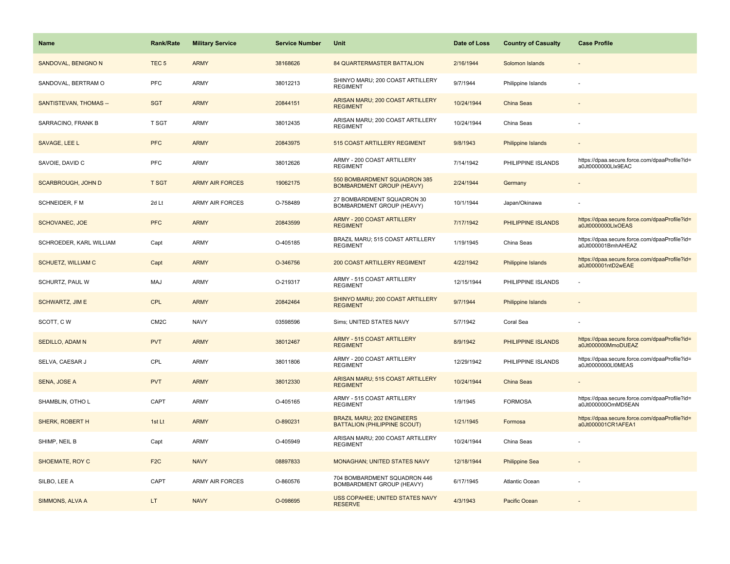| Name | Rank/Rate | Military Service | Service Number | Unit | Date of Loss | Country of Casualty | Case Profile |
|---|---|---|---|---|---|---|---|
| SANDOVAL, BENIGNO N | TEC 5 | ARMY | 38168626 | 84 QUARTERMASTER BATTALION | 2/16/1944 | Solomon Islands | - |
| SANDOVAL, BERTRAM O | PFC | ARMY | 38012213 | SHINYO MARU; 200 COAST ARTILLERY REGIMENT | 9/7/1944 | Philippine Islands | - |
| SANTISTEVAN, THOMAS -- | SGT | ARMY | 20844151 | ARISAN MARU; 200 COAST ARTILLERY REGIMENT | 10/24/1944 | China Seas | - |
| SARRACINO, FRANK B | T SGT | ARMY | 38012435 | ARISAN MARU; 200 COAST ARTILLERY REGIMENT | 10/24/1944 | China Seas | - |
| SAVAGE, LEE L | PFC | ARMY | 20843975 | 515 COAST ARTILLERY REGIMENT | 9/8/1943 | Philippine Islands | - |
| SAVOIE, DAVID C | PFC | ARMY | 38012626 | ARMY - 200 COAST ARTILLERY REGIMENT | 7/14/1942 | PHILIPPINE ISLANDS | https://dpaa.secure.force.com/dpaaProfile?id=a0Jt0000000LIx9EAC |
| SCARBROUGH, JOHN D | T SGT | ARMY AIR FORCES | 19062175 | 550 BOMBARDMENT SQUADRON 385 BOMBARDMENT GROUP (HEAVY) | 2/24/1944 | Germany | - |
| SCHNEIDER, F M | 2d Lt | ARMY AIR FORCES | O-758489 | 27 BOMBARDMENT SQUADRON 30 BOMBARDMENT GROUP (HEAVY) | 10/1/1944 | Japan/Okinawa | - |
| SCHOVANEC, JOE | PFC | ARMY | 20843599 | ARMY - 200 COAST ARTILLERY REGIMENT | 7/17/1942 | PHILIPPINE ISLANDS | https://dpaa.secure.force.com/dpaaProfile?id=a0Jt0000000LIxOEAS |
| SCHROEDER, KARL WILLIAM | Capt | ARMY | O-405185 | BRAZIL MARU; 515 COAST ARTILLERY REGIMENT | 1/19/1945 | China Seas | https://dpaa.secure.force.com/dpaaProfile?id=a0Jt000001BmhAHEAZ |
| SCHUETZ, WILLIAM C | Capt | ARMY | O-346756 | 200 COAST ARTILLERY REGIMENT | 4/22/1942 | Philippine Islands | https://dpaa.secure.force.com/dpaaProfile?id=a0Jt000001ntD2wEAE |
| SCHURTZ, PAUL W | MAJ | ARMY | O-219317 | ARMY - 515 COAST ARTILLERY REGIMENT | 12/15/1944 | PHILIPPINE ISLANDS | - |
| SCHWARTZ, JIM E | CPL | ARMY | 20842464 | SHINYO MARU; 200 COAST ARTILLERY REGIMENT | 9/7/1944 | Philippine Islands | - |
| SCOTT, C W | CM2C | NAVY | 03598596 | Sims; UNITED STATES NAVY | 5/7/1942 | Coral Sea | - |
| SEDILLO, ADAM N | PVT | ARMY | 38012467 | ARMY - 515 COAST ARTILLERY REGIMENT | 8/9/1942 | PHILIPPINE ISLANDS | https://dpaa.secure.force.com/dpaaProfile?id=a0Jt000000MmoDUEAZ |
| SELVA, CAESAR J | CPL | ARMY | 38011806 | ARMY - 200 COAST ARTILLERY REGIMENT | 12/29/1942 | PHILIPPINE ISLANDS | https://dpaa.secure.force.com/dpaaProfile?id=a0Jt0000000LI0MEAS |
| SENA, JOSE A | PVT | ARMY | 38012330 | ARISAN MARU; 515 COAST ARTILLERY REGIMENT | 10/24/1944 | China Seas | - |
| SHAMBLIN, OTHO L | CAPT | ARMY | O-405165 | ARMY - 515 COAST ARTILLERY REGIMENT | 1/9/1945 | FORMOSA | https://dpaa.secure.force.com/dpaaProfile?id=a0Jt000000OmMD5EAN |
| SHERK, ROBERT H | 1st Lt | ARMY | O-890231 | BRAZIL MARU; 202 ENGINEERS BATTALION (PHILIPPINE SCOUT) | 1/21/1945 | Formosa | https://dpaa.secure.force.com/dpaaProfile?id=a0Jt000001CR1AFEA1 |
| SHIMP, NEIL B | Capt | ARMY | O-405949 | ARISAN MARU; 200 COAST ARTILLERY REGIMENT | 10/24/1944 | China Seas | - |
| SHOEMATE, ROY C | F2C | NAVY | 08897833 | MONAGHAN; UNITED STATES NAVY | 12/18/1944 | Philippine Sea | - |
| SILBO, LEE A | CAPT | ARMY AIR FORCES | O-860576 | 704 BOMBARDMENT SQUADRON 446 BOMBARDMENT GROUP (HEAVY) | 6/17/1945 | Atlantic Ocean | - |
| SIMMONS, ALVA A | LT | NAVY | O-098695 | USS COPAHEE; UNITED STATES NAVY RESERVE | 4/3/1943 | Pacific Ocean | - |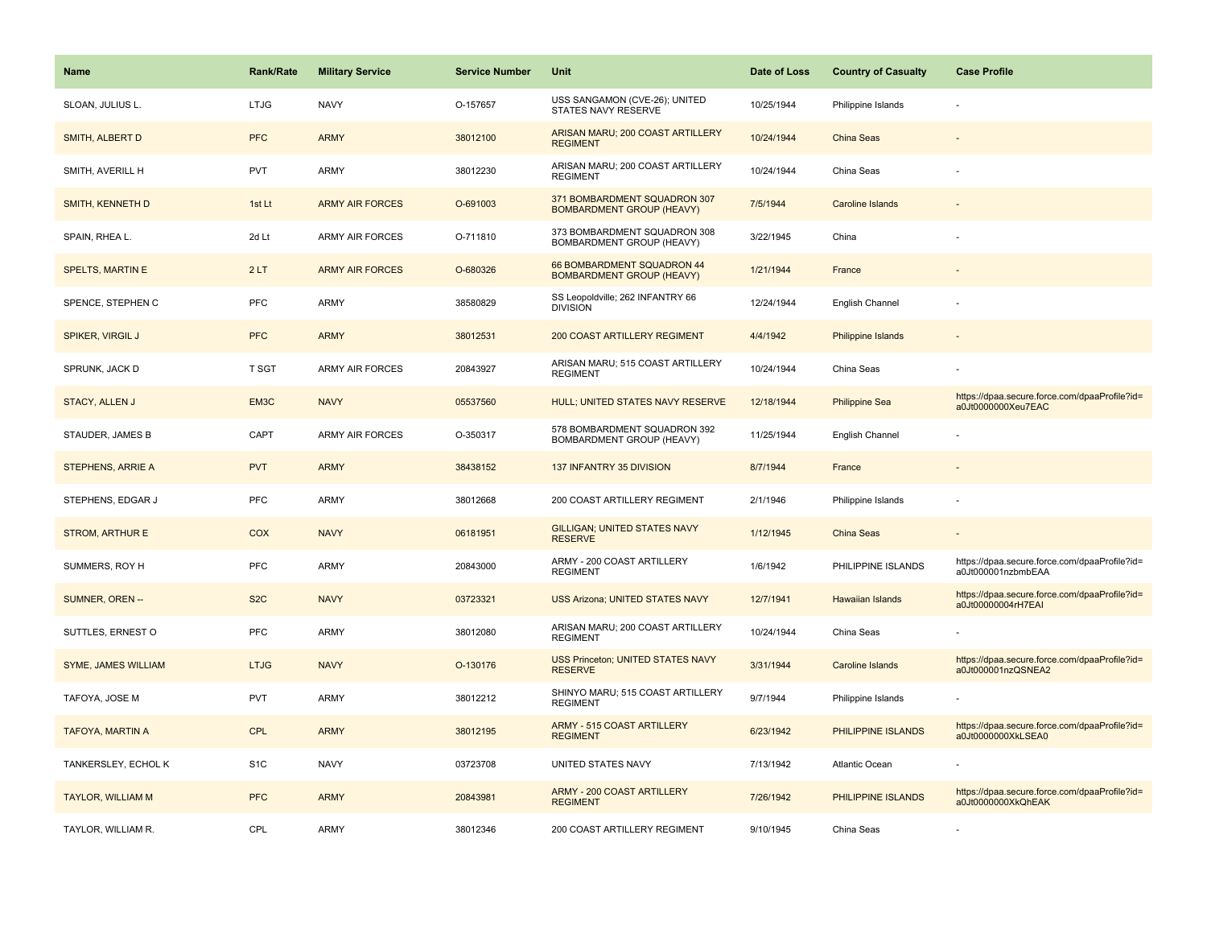| Name | Rank/Rate | Military Service | Service Number | Unit | Date of Loss | Country of Casualty | Case Profile |
| --- | --- | --- | --- | --- | --- | --- | --- |
| SLOAN, JULIUS L. | LTJG | NAVY | O-157657 | USS SANGAMON (CVE-26); UNITED STATES NAVY RESERVE | 10/25/1944 | Philippine Islands | - |
| SMITH, ALBERT D | PFC | ARMY | 38012100 | ARISAN MARU; 200 COAST ARTILLERY REGIMENT | 10/24/1944 | China Seas | - |
| SMITH, AVERILL H | PVT | ARMY | 38012230 | ARISAN MARU; 200 COAST ARTILLERY REGIMENT | 10/24/1944 | China Seas | - |
| SMITH, KENNETH D | 1st Lt | ARMY AIR FORCES | O-691003 | 371 BOMBARDMENT SQUADRON 307 BOMBARDMENT GROUP (HEAVY) | 7/5/1944 | Caroline Islands | - |
| SPAIN, RHEA L. | 2d Lt | ARMY AIR FORCES | O-711810 | 373 BOMBARDMENT SQUADRON 308 BOMBARDMENT GROUP (HEAVY) | 3/22/1945 | China | - |
| SPELTS, MARTIN E | 2 LT | ARMY AIR FORCES | O-680326 | 66 BOMBARDMENT SQUADRON 44 BOMBARDMENT GROUP (HEAVY) | 1/21/1944 | France | - |
| SPENCE, STEPHEN C | PFC | ARMY | 38580829 | SS Leopoldville; 262 INFANTRY 66 DIVISION | 12/24/1944 | English Channel | - |
| SPIKER, VIRGIL J | PFC | ARMY | 38012531 | 200 COAST ARTILLERY REGIMENT | 4/4/1942 | Philippine Islands | - |
| SPRUNK, JACK D | T SGT | ARMY AIR FORCES | 20843927 | ARISAN MARU; 515 COAST ARTILLERY REGIMENT | 10/24/1944 | China Seas | - |
| STACY, ALLEN J | EM3C | NAVY | 05537560 | HULL; UNITED STATES NAVY RESERVE | 12/18/1944 | Philippine Sea | https://dpaa.secure.force.com/dpaaProfile?id=a0Jt0000000Xeu7EAC |
| STAUDER, JAMES B | CAPT | ARMY AIR FORCES | O-350317 | 578 BOMBARDMENT SQUADRON 392 BOMBARDMENT GROUP (HEAVY) | 11/25/1944 | English Channel | - |
| STEPHENS, ARRIE A | PVT | ARMY | 38438152 | 137 INFANTRY 35 DIVISION | 8/7/1944 | France | - |
| STEPHENS, EDGAR J | PFC | ARMY | 38012668 | 200 COAST ARTILLERY REGIMENT | 2/1/1946 | Philippine Islands | - |
| STROM, ARTHUR E | COX | NAVY | 06181951 | GILLIGAN; UNITED STATES NAVY RESERVE | 1/12/1945 | China Seas | - |
| SUMMERS, ROY H | PFC | ARMY | 20843000 | ARMY - 200 COAST ARTILLERY REGIMENT | 1/6/1942 | PHILIPPINE ISLANDS | https://dpaa.secure.force.com/dpaaProfile?id=a0Jt000001nzbmbEAA |
| SUMNER, OREN -- | S2C | NAVY | 03723321 | USS Arizona; UNITED STATES NAVY | 12/7/1941 | Hawaiian Islands | https://dpaa.secure.force.com/dpaaProfile?id=a0Jt00000004rH7EAI |
| SUTTLES, ERNEST O | PFC | ARMY | 38012080 | ARISAN MARU; 200 COAST ARTILLERY REGIMENT | 10/24/1944 | China Seas | - |
| SYME, JAMES WILLIAM | LTJG | NAVY | O-130176 | USS Princeton; UNITED STATES NAVY RESERVE | 3/31/1944 | Caroline Islands | https://dpaa.secure.force.com/dpaaProfile?id=a0Jt000001nzQSNEA2 |
| TAFOYA, JOSE M | PVT | ARMY | 38012212 | SHINYO MARU; 515 COAST ARTILLERY REGIMENT | 9/7/1944 | Philippine Islands | - |
| TAFOYA, MARTIN A | CPL | ARMY | 38012195 | ARMY - 515 COAST ARTILLERY REGIMENT | 6/23/1942 | PHILIPPINE ISLANDS | https://dpaa.secure.force.com/dpaaProfile?id=a0Jt0000000XkLSEA0 |
| TANKERSLEY, ECHOL K | S1C | NAVY | 03723708 | UNITED STATES NAVY | 7/13/1942 | Atlantic Ocean | - |
| TAYLOR, WILLIAM M | PFC | ARMY | 20843981 | ARMY - 200 COAST ARTILLERY REGIMENT | 7/26/1942 | PHILIPPINE ISLANDS | https://dpaa.secure.force.com/dpaaProfile?id=a0Jt0000000XkQhEAK |
| TAYLOR, WILLIAM R. | CPL | ARMY | 38012346 | 200 COAST ARTILLERY REGIMENT | 9/10/1945 | China Seas | - |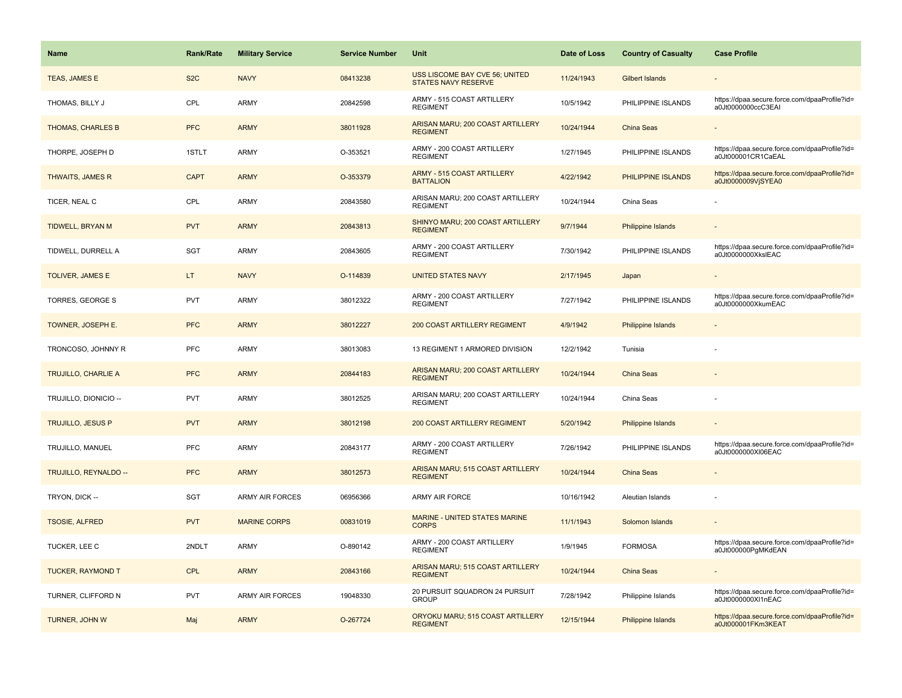| Name | Rank/Rate | Military Service | Service Number | Unit | Date of Loss | Country of Casualty | Case Profile |
|---|---|---|---|---|---|---|---|
| TEAS, JAMES E | S2C | NAVY | 08413238 | USS LISCOME BAY CVE 56; UNITED STATES NAVY RESERVE | 11/24/1943 | Gilbert Islands | - |
| THOMAS, BILLY J | CPL | ARMY | 20842598 | ARMY - 515 COAST ARTILLERY REGIMENT | 10/5/1942 | PHILIPPINE ISLANDS | https://dpaa.secure.force.com/dpaaProfile?id=a0Jt0000000ccC3EAI |
| THOMAS, CHARLES B | PFC | ARMY | 38011928 | ARISAN MARU; 200 COAST ARTILLERY REGIMENT | 10/24/1944 | China Seas | - |
| THORPE, JOSEPH D | 1STLT | ARMY | O-353521 | ARMY - 200 COAST ARTILLERY REGIMENT | 1/27/1945 | PHILIPPINE ISLANDS | https://dpaa.secure.force.com/dpaaProfile?id=a0Jt000001CR1CaEAL |
| THWAITS, JAMES R | CAPT | ARMY | O-353379 | ARMY - 515 COAST ARTILLERY BATTALION | 4/22/1942 | PHILIPPINE ISLANDS | https://dpaa.secure.force.com/dpaaProfile?id=a0Jt0000009VjSYEA0 |
| TICER, NEAL C | CPL | ARMY | 20843580 | ARISAN MARU; 200 COAST ARTILLERY REGIMENT | 10/24/1944 | China Seas | - |
| TIDWELL, BRYAN M | PVT | ARMY | 20843813 | SHINYO MARU; 200 COAST ARTILLERY REGIMENT | 9/7/1944 | Philippine Islands | - |
| TIDWELL, DURRELL A | SGT | ARMY | 20843605 | ARMY - 200 COAST ARTILLERY REGIMENT | 7/30/1942 | PHILIPPINE ISLANDS | https://dpaa.secure.force.com/dpaaProfile?id=a0Jt0000000XkslEAC |
| TOLIVER, JAMES E | LT | NAVY | O-114839 | UNITED STATES NAVY | 2/17/1945 | Japan | - |
| TORRES, GEORGE S | PVT | ARMY | 38012322 | ARMY - 200 COAST ARTILLERY REGIMENT | 7/27/1942 | PHILIPPINE ISLANDS | https://dpaa.secure.force.com/dpaaProfile?id=a0Jt0000000XkumEAC |
| TOWNER, JOSEPH E. | PFC | ARMY | 38012227 | 200 COAST ARTILLERY REGIMENT | 4/9/1942 | Philippine Islands | - |
| TRONCOSO, JOHNNY R | PFC | ARMY | 38013083 | 13 REGIMENT 1 ARMORED DIVISION | 12/2/1942 | Tunisia | - |
| TRUJILLO, CHARLIE A | PFC | ARMY | 20844183 | ARISAN MARU; 200 COAST ARTILLERY REGIMENT | 10/24/1944 | China Seas | - |
| TRUJILLO, DIONICIO -- | PVT | ARMY | 38012525 | ARISAN MARU; 200 COAST ARTILLERY REGIMENT | 10/24/1944 | China Seas | - |
| TRUJILLO, JESUS P | PVT | ARMY | 38012198 | 200 COAST ARTILLERY REGIMENT | 5/20/1942 | Philippine Islands | - |
| TRUJILLO, MANUEL | PFC | ARMY | 20843177 | ARMY - 200 COAST ARTILLERY REGIMENT | 7/26/1942 | PHILIPPINE ISLANDS | https://dpaa.secure.force.com/dpaaProfile?id=a0Jt0000000Xl06EAC |
| TRUJILLO, REYNALDO -- | PFC | ARMY | 38012573 | ARISAN MARU; 515 COAST ARTILLERY REGIMENT | 10/24/1944 | China Seas | - |
| TRYON, DICK -- | SGT | ARMY AIR FORCES | 06956366 | ARMY AIR FORCE | 10/16/1942 | Aleutian Islands | - |
| TSOSIE, ALFRED | PVT | MARINE CORPS | 00831019 | MARINE - UNITED STATES MARINE CORPS | 11/1/1943 | Solomon Islands | - |
| TUCKER, LEE C | 2NDLT | ARMY | O-890142 | ARMY - 200 COAST ARTILLERY REGIMENT | 1/9/1945 | FORMOSA | https://dpaa.secure.force.com/dpaaProfile?id=a0Jt000000PgMKdEAN |
| TUCKER, RAYMOND T | CPL | ARMY | 20843166 | ARISAN MARU; 515 COAST ARTILLERY REGIMENT | 10/24/1944 | China Seas | - |
| TURNER, CLIFFORD N | PVT | ARMY AIR FORCES | 19048330 | 20 PURSUIT SQUADRON 24 PURSUIT GROUP | 7/28/1942 | Philippine Islands | https://dpaa.secure.force.com/dpaaProfile?id=a0Jt0000000Xl1nEAC |
| TURNER, JOHN W | Maj | ARMY | O-267724 | ORYOKU MARU; 515 COAST ARTILLERY REGIMENT | 12/15/1944 | Philippine Islands | https://dpaa.secure.force.com/dpaaProfile?id=a0Jt000001FKm3KEAT |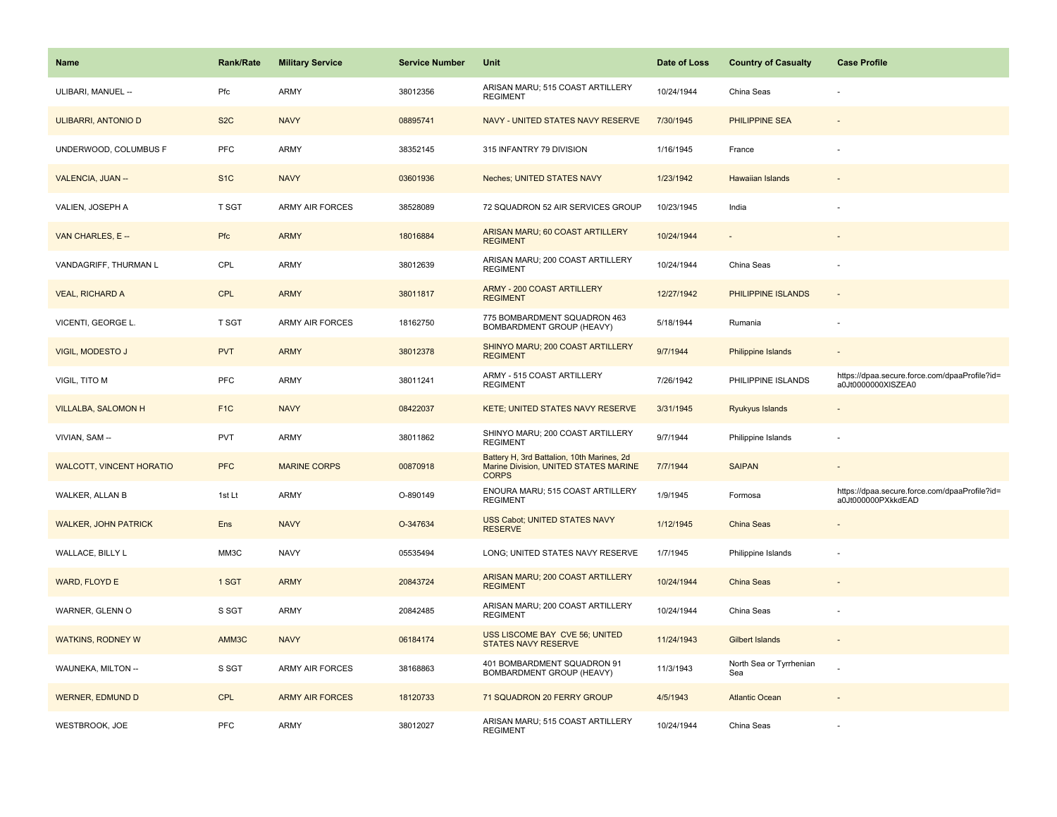| Name | Rank/Rate | Military Service | Service Number | Unit | Date of Loss | Country of Casualty | Case Profile |
|---|---|---|---|---|---|---|---|
| ULIBARI, MANUEL -- | Pfc | ARMY | 38012356 | ARISAN MARU; 515 COAST ARTILLERY REGIMENT | 10/24/1944 | China Seas | - |
| ULIBARRI, ANTONIO D | S2C | NAVY | 08895741 | NAVY - UNITED STATES NAVY RESERVE | 7/30/1945 | PHILIPPINE SEA | - |
| UNDERWOOD, COLUMBUS F | PFC | ARMY | 38352145 | 315 INFANTRY 79 DIVISION | 1/16/1945 | France | - |
| VALENCIA, JUAN -- | S1C | NAVY | 03601936 | Neches; UNITED STATES NAVY | 1/23/1942 | Hawaiian Islands | - |
| VALIEN, JOSEPH A | T SGT | ARMY AIR FORCES | 38528089 | 72 SQUADRON 52 AIR SERVICES GROUP | 10/23/1945 | India | - |
| VAN CHARLES, E -- | Pfc | ARMY | 18016884 | ARISAN MARU; 60 COAST ARTILLERY REGIMENT | 10/24/1944 | - | - |
| VANDAGRIFF, THURMAN L | CPL | ARMY | 38012639 | ARISAN MARU; 200 COAST ARTILLERY REGIMENT | 10/24/1944 | China Seas | - |
| VEAL, RICHARD A | CPL | ARMY | 38011817 | ARMY - 200 COAST ARTILLERY REGIMENT | 12/27/1942 | PHILIPPINE ISLANDS | - |
| VICENTI, GEORGE L. | T SGT | ARMY AIR FORCES | 18162750 | 775 BOMBARDMENT SQUADRON 463 BOMBARDMENT GROUP (HEAVY) | 5/18/1944 | Rumania | - |
| VIGIL, MODESTO J | PVT | ARMY | 38012378 | SHINYO MARU; 200 COAST ARTILLERY REGIMENT | 9/7/1944 | Philippine Islands | - |
| VIGIL, TITO M | PFC | ARMY | 38011241 | ARMY - 515 COAST ARTILLERY REGIMENT | 7/26/1942 | PHILIPPINE ISLANDS | https://dpaa.secure.force.com/dpaaProfile?id=a0Jt0000000XlSZEA0 |
| VILLALBA, SALOMON H | F1C | NAVY | 08422037 | KETE; UNITED STATES NAVY RESERVE | 3/31/1945 | Ryukyus Islands | - |
| VIVIAN, SAM -- | PVT | ARMY | 38011862 | SHINYO MARU; 200 COAST ARTILLERY REGIMENT | 9/7/1944 | Philippine Islands | - |
| WALCOTT, VINCENT HORATIO | PFC | MARINE CORPS | 00870918 | Battery H, 3rd Battalion, 10th Marines, 2d Marine Division, UNITED STATES MARINE CORPS | 7/7/1944 | SAIPAN | - |
| WALKER, ALLAN B | 1st Lt | ARMY | O-890149 | ENOURA MARU; 515 COAST ARTILLERY REGIMENT | 1/9/1945 | Formosa | https://dpaa.secure.force.com/dpaaProfile?id=a0Jt000000PXkkdEAD |
| WALKER, JOHN PATRICK | Ens | NAVY | O-347634 | USS Cabot; UNITED STATES NAVY RESERVE | 1/12/1945 | China Seas | - |
| WALLACE, BILLY L | MM3C | NAVY | 05535494 | LONG; UNITED STATES NAVY RESERVE | 1/7/1945 | Philippine Islands | - |
| WARD, FLOYD E | 1 SGT | ARMY | 20843724 | ARISAN MARU; 200 COAST ARTILLERY REGIMENT | 10/24/1944 | China Seas | - |
| WARNER, GLENN O | S SGT | ARMY | 20842485 | ARISAN MARU; 200 COAST ARTILLERY REGIMENT | 10/24/1944 | China Seas | - |
| WATKINS, RODNEY W | AMM3C | NAVY | 06184174 | USS LISCOME BAY CVE 56; UNITED STATES NAVY RESERVE | 11/24/1943 | Gilbert Islands | - |
| WAUNEKA, MILTON -- | S SGT | ARMY AIR FORCES | 38168863 | 401 BOMBARDMENT SQUADRON 91 BOMBARDMENT GROUP (HEAVY) | 11/3/1943 | North Sea or Tyrrhenian Sea | - |
| WERNER, EDMUND D | CPL | ARMY AIR FORCES | 18120733 | 71 SQUADRON 20 FERRY GROUP | 4/5/1943 | Atlantic Ocean | - |
| WESTBROOK, JOE | PFC | ARMY | 38012027 | ARISAN MARU; 515 COAST ARTILLERY REGIMENT | 10/24/1944 | China Seas | - |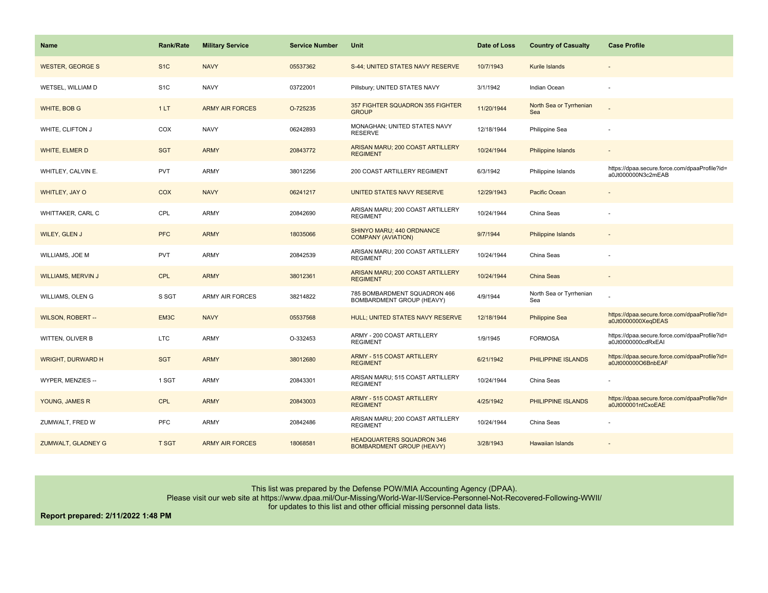| Name | Rank/Rate | Military Service | Service Number | Unit | Date of Loss | Country of Casualty | Case Profile |
|---|---|---|---|---|---|---|---|
| WESTER, GEORGE S | S1C | NAVY | 05537362 | S-44; UNITED STATES NAVY RESERVE | 10/7/1943 | Kurile Islands | - |
| WETSEL, WILLIAM D | S1C | NAVY | 03722001 | Pillsbury; UNITED STATES NAVY | 3/1/1942 | Indian Ocean | - |
| WHITE, BOB G | 1 LT | ARMY AIR FORCES | O-725235 | 357 FIGHTER SQUADRON 355 FIGHTER GROUP | 11/20/1944 | North Sea or Tyrrhenian Sea | - |
| WHITE, CLIFTON J | COX | NAVY | 06242893 | MONAGHAN; UNITED STATES NAVY RESERVE | 12/18/1944 | Philippine Sea | - |
| WHITE, ELMER D | SGT | ARMY | 20843772 | ARISAN MARU; 200 COAST ARTILLERY REGIMENT | 10/24/1944 | Philippine Islands | - |
| WHITLEY, CALVIN E. | PVT | ARMY | 38012256 | 200 COAST ARTILLERY REGIMENT | 6/3/1942 | Philippine Islands | https://dpaa.secure.force.com/dpaaProfile?id=a0Jt000000N3c2mEAB |
| WHITLEY, JAY O | COX | NAVY | 06241217 | UNITED STATES NAVY RESERVE | 12/29/1943 | Pacific Ocean | - |
| WHITTAKER, CARL C | CPL | ARMY | 20842690 | ARISAN MARU; 200 COAST ARTILLERY REGIMENT | 10/24/1944 | China Seas | - |
| WILEY, GLEN J | PFC | ARMY | 18035066 | SHINYO MARU; 440 ORDNANCE COMPANY (AVIATION) | 9/7/1944 | Philippine Islands | - |
| WILLIAMS, JOE M | PVT | ARMY | 20842539 | ARISAN MARU; 200 COAST ARTILLERY REGIMENT | 10/24/1944 | China Seas | - |
| WILLIAMS, MERVIN J | CPL | ARMY | 38012361 | ARISAN MARU; 200 COAST ARTILLERY REGIMENT | 10/24/1944 | China Seas | - |
| WILLIAMS, OLEN G | S SGT | ARMY AIR FORCES | 38214822 | 785 BOMBARDMENT SQUADRON 466 BOMBARDMENT GROUP (HEAVY) | 4/9/1944 | North Sea or Tyrrhenian Sea | - |
| WILSON, ROBERT -- | EM3C | NAVY | 05537568 | HULL; UNITED STATES NAVY RESERVE | 12/18/1944 | Philippine Sea | https://dpaa.secure.force.com/dpaaProfile?id=a0Jt0000000XeqDEAS |
| WITTEN, OLIVER B | LTC | ARMY | O-332453 | ARMY - 200 COAST ARTILLERY REGIMENT | 1/9/1945 | FORMOSA | https://dpaa.secure.force.com/dpaaProfile?id=a0Jt0000000cdRxEAI |
| WRIGHT, DURWARD H | SGT | ARMY | 38012680 | ARMY - 515 COAST ARTILLERY REGIMENT | 6/21/1942 | PHILIPPINE ISLANDS | https://dpaa.secure.force.com/dpaaProfile?id=a0Jt000000O6BnbEAF |
| WYPER, MENZIES -- | 1 SGT | ARMY | 20843301 | ARISAN MARU; 515 COAST ARTILLERY REGIMENT | 10/24/1944 | China Seas | - |
| YOUNG, JAMES R | CPL | ARMY | 20843003 | ARMY - 515 COAST ARTILLERY REGIMENT | 4/25/1942 | PHILIPPINE ISLANDS | https://dpaa.secure.force.com/dpaaProfile?id=a0Jt000001ntCxoEAE |
| ZUMWALT, FRED W | PFC | ARMY | 20842486 | ARISAN MARU; 200 COAST ARTILLERY REGIMENT | 10/24/1944 | China Seas | - |
| ZUMWALT, GLADNEY G | T SGT | ARMY AIR FORCES | 18068581 | HEADQUARTERS SQUADRON 346 BOMBARDMENT GROUP (HEAVY) | 3/28/1943 | Hawaiian Islands | - |

This list was prepared by the Defense POW/MIA Accounting Agency (DPAA).
Please visit our web site at https://www.dpaa.mil/Our-Missing/World-War-II/Service-Personnel-Not-Recovered-Following-WWII/ for updates to this list and other official missing personnel data lists.

**Report prepared: 2/11/2022 1:48 PM**